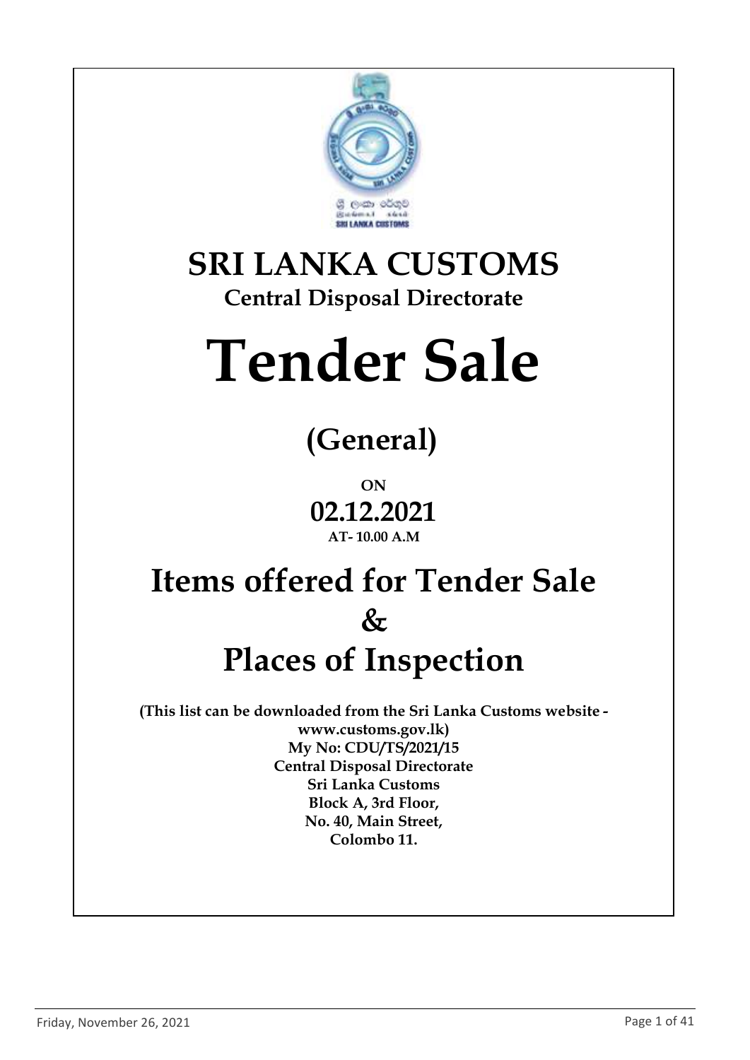# SRI LANKA CUSTOMS

**Central Disposal Directorate**

# Tender Sale

## (General)

**ON**

**02.12.2021**

**AT- 10.00 A.M**

# Items offered for Tender Sale & Places of Inspection

**(This list can be downloaded from the Sri Lanka Customs website - www.customs.gov.lk)**

**My No: CDU/TS/2021/15**

**Central Disposal Directorate**

**Sri Lanka Customs**

**Block A, 3rd Floor,**

**No. 40, Main Street,**

**Colombo 11.**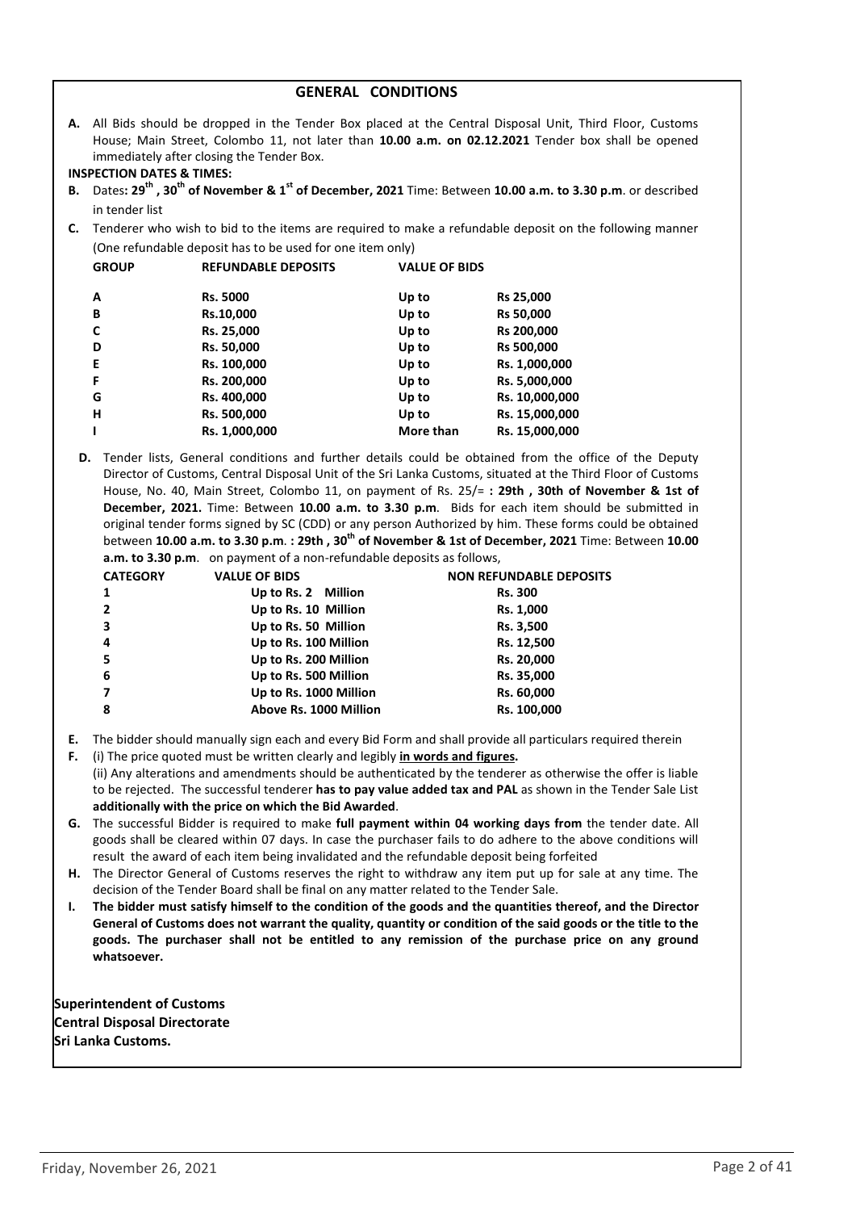# GENERAL CONDITIONS

**A.** All Bids should be dropped in the Tender Box placed at the Central Disposal Unit, Third Floor, Customs House; Main Street, Colombo 11, not later than **10.00 a.m. on 02.12.2021** Tender box shall be opened immediately after closing the Tender Box.

**INSPECTION DATES & TIMES:**

**B.** Dates**: 29th , 30th of November & 1st of December, 2021** Time: Between **10.00 a.m. to 3.30 p.m**. or described in tender list

**C.** Tenderer who wish to bid to the items are required to make a refundable deposit on the following manner (One refundable deposit has to be used for one item only)

| GROUP | REFUNDABLE DEPOSITS | VALUE OF BIDS | |
|---|---|---|---|
| A | Rs. 5000 | Up to | Rs 25,000 |
| B | Rs.10,000 | Up to | Rs 50,000 |
| C | Rs. 25,000 | Up to | Rs 200,000 |
| D | Rs. 50,000 | Up to | Rs 500,000 |
| E | Rs. 100,000 | Up to | Rs. 1,000,000 |
| F | Rs. 200,000 | Up to | Rs. 5,000,000 |
| G | Rs. 400,000 | Up to | Rs. 10,000,000 |
| H | Rs. 500,000 | Up to | Rs. 15,000,000 |
| I | Rs. 1,000,000 | More than | Rs. 15,000,000 |

**D.** Tender lists, General conditions and further details could be obtained from the office of the Deputy Director of Customs, Central Disposal Unit of the Sri Lanka Customs, situated at the Third Floor of Customs House, No. 40, Main Street, Colombo 11, on payment of Rs. 25/= **: 29th , 30th of November & 1st of December, 2021.** Time: Between **10.00 a.m. to 3.30 p.m**. Bids for each item should be submitted in original tender forms signed by SC (CDD) or any person Authorized by him. These forms could be obtained between **10.00 a.m. to 3.30 p.m**. **: 29th , 30th of November & 1st of December, 2021** Time: Between **10.00 a.m. to 3.30 p.m**. on payment of a non-refundable deposits as follows,

| CATEGORY | VALUE OF BIDS | NON REFUNDABLE DEPOSITS |
|---|---|---|
| 1 | Up to Rs. 2 Million | Rs. 300 |
| 2 | Up to Rs. 10 Million | Rs. 1,000 |
| 3 | Up to Rs. 50 Million | Rs. 3,500 |
| 4 | Up to Rs. 100 Million | Rs. 12,500 |
| 5 | Up to Rs. 200 Million | Rs. 20,000 |
| 6 | Up to Rs. 500 Million | Rs. 35,000 |
| 7 | Up to Rs. 1000 Million | Rs. 60,000 |
| 8 | Above Rs. 1000 Million | Rs. 100,000 |

**E.** The bidder should manually sign each and every Bid Form and shall provide all particulars required therein

**F.** (i) The price quoted must be written clearly and legibly **in words and figures.**
(ii) Any alterations and amendments should be authenticated by the tenderer as otherwise the offer is liable to be rejected. The successful tenderer **has to pay value added tax and PAL** as shown in the Tender Sale List **additionally with the price on which the Bid Awarded**.

**G.** The successful Bidder is required to make **full payment within 04 working days from** the tender date. All goods shall be cleared within 07 days. In case the purchaser fails to do adhere to the above conditions will result the award of each item being invalidated and the refundable deposit being forfeited

**H.** The Director General of Customs reserves the right to withdraw any item put up for sale at any time. The decision of the Tender Board shall be final on any matter related to the Tender Sale.

**I.** **The bidder must satisfy himself to the condition of the goods and the quantities thereof, and the Director General of Customs does not warrant the quality, quantity or condition of the said goods or the title to the goods. The purchaser shall not be entitled to any remission of the purchase price on any ground whatsoever.**

**Superintendent of Customs**
**Central Disposal Directorate**
**Sri Lanka Customs.**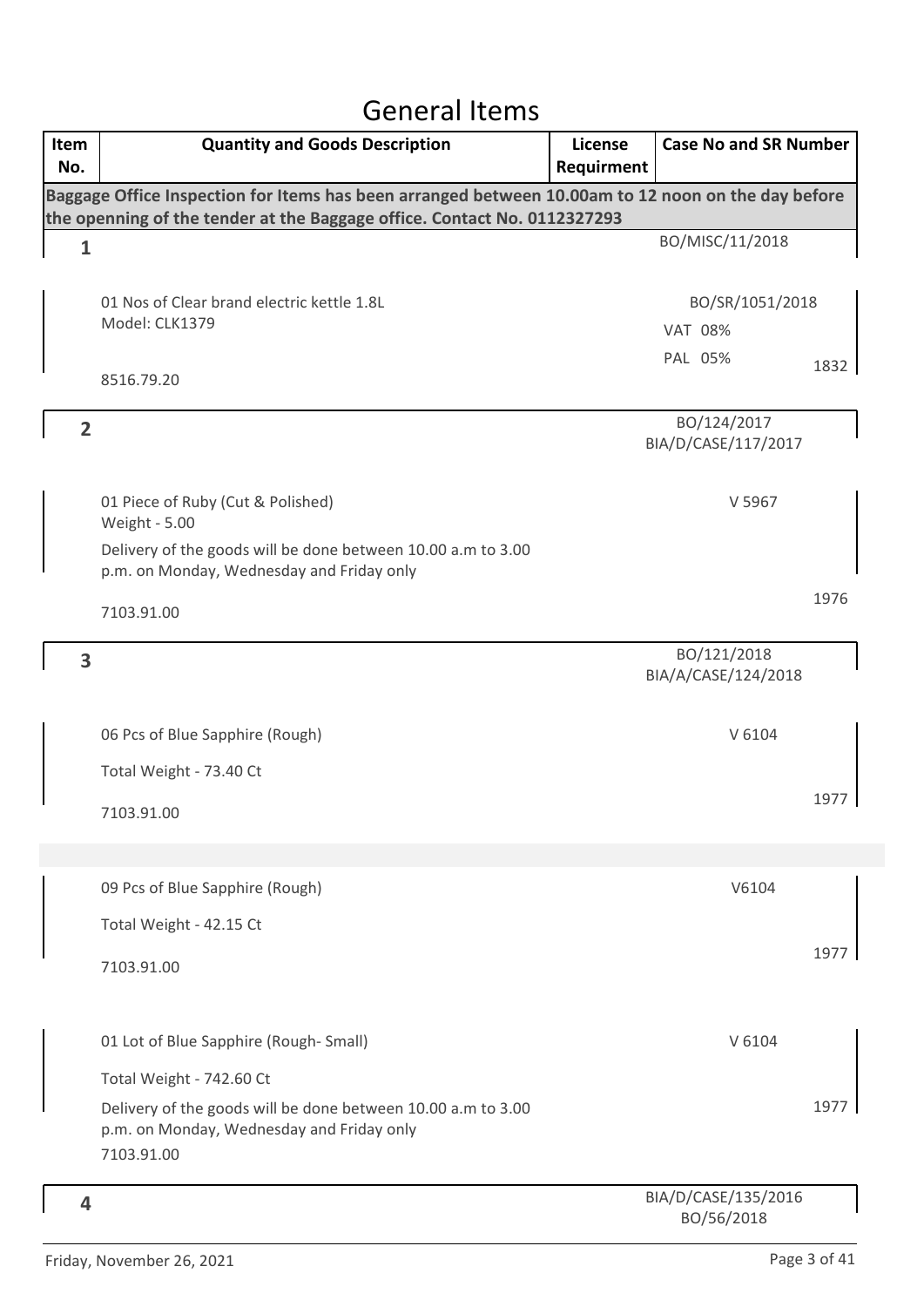# General Items

| Item No. | Quantity and Goods Description | License Requirment | Case No and SR Number |
|---|---|---|---|
| **Baggage Office Inspection for Items has been arranged between 10.00am to 12 noon on the day before the openning of the tender at the Baggage office. Contact No. 0112327293** | | | |
| **1** | | | BO/MISC/11/2018 |
| | 01 Nos of Clear brand electric kettle 1.8L<br>Model: CLK1379<br><br>8516.79.20 | | BO/SR/1051/2018<br>VAT 08%<br>PAL 05%<br>1832 |
| **2** | | | BO/124/2017<br>BIA/D/CASE/117/2017 |
| | 01 Piece of Ruby (Cut & Polished)<br>Weight - 5.00<br>Delivery of the goods will be done between 10.00 a.m to 3.00 p.m. on Monday, Wednesday and Friday only<br><br>7103.91.00 | | V 5967<br><br>1976 |
| **3** | | | BO/121/2018<br>BIA/A/CASE/124/2018 |
| | 06 Pcs of Blue Sapphire (Rough)<br>Total Weight - 73.40 Ct<br><br>7103.91.00 | | V 6104<br><br>1977 |
| | 09 Pcs of Blue Sapphire (Rough)<br>Total Weight - 42.15 Ct<br><br>7103.91.00 | | V6104<br><br>1977 |
| | 01 Lot of Blue Sapphire (Rough- Small)<br>Total Weight - 742.60 Ct<br>Delivery of the goods will be done between 10.00 a.m to 3.00 p.m. on Monday, Wednesday and Friday only<br>7103.91.00 | | V 6104<br><br>1977 |
| **4** | | | BIA/D/CASE/135/2016<br>BO/56/2018 |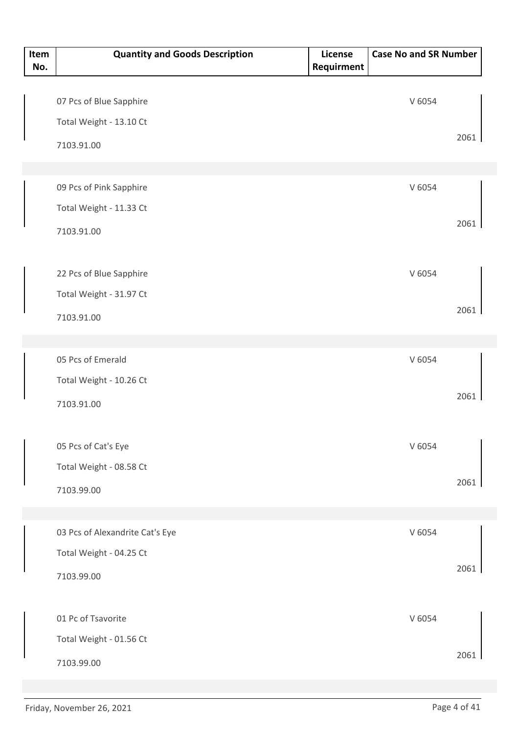| Item No. | Quantity and Goods Description | License Requirment | Case No and SR Number |
|---|---|---|---|
| | 07 Pcs of Blue Sapphire<br>Total Weight - 13.10 Ct<br>7103.91.00 | | V 6054<br>2061 |
| | 09 Pcs of Pink Sapphire<br>Total Weight - 11.33 Ct<br>7103.91.00 | | V 6054<br>2061 |
| | 22 Pcs of Blue Sapphire<br>Total Weight - 31.97 Ct<br>7103.91.00 | | V 6054<br>2061 |
| | 05 Pcs of Emerald<br>Total Weight - 10.26 Ct<br>7103.91.00 | | V 6054<br>2061 |
| | 05 Pcs of Cat's Eye<br>Total Weight - 08.58 Ct<br>7103.99.00 | | V 6054<br>2061 |
| | 03 Pcs of Alexandrite Cat's Eye<br>Total Weight - 04.25 Ct<br>7103.99.00 | | V 6054<br>2061 |
| | 01 Pc of Tsavorite<br>Total Weight - 01.56 Ct<br>7103.99.00 | | V 6054<br>2061 |

Friday, November 26, 2021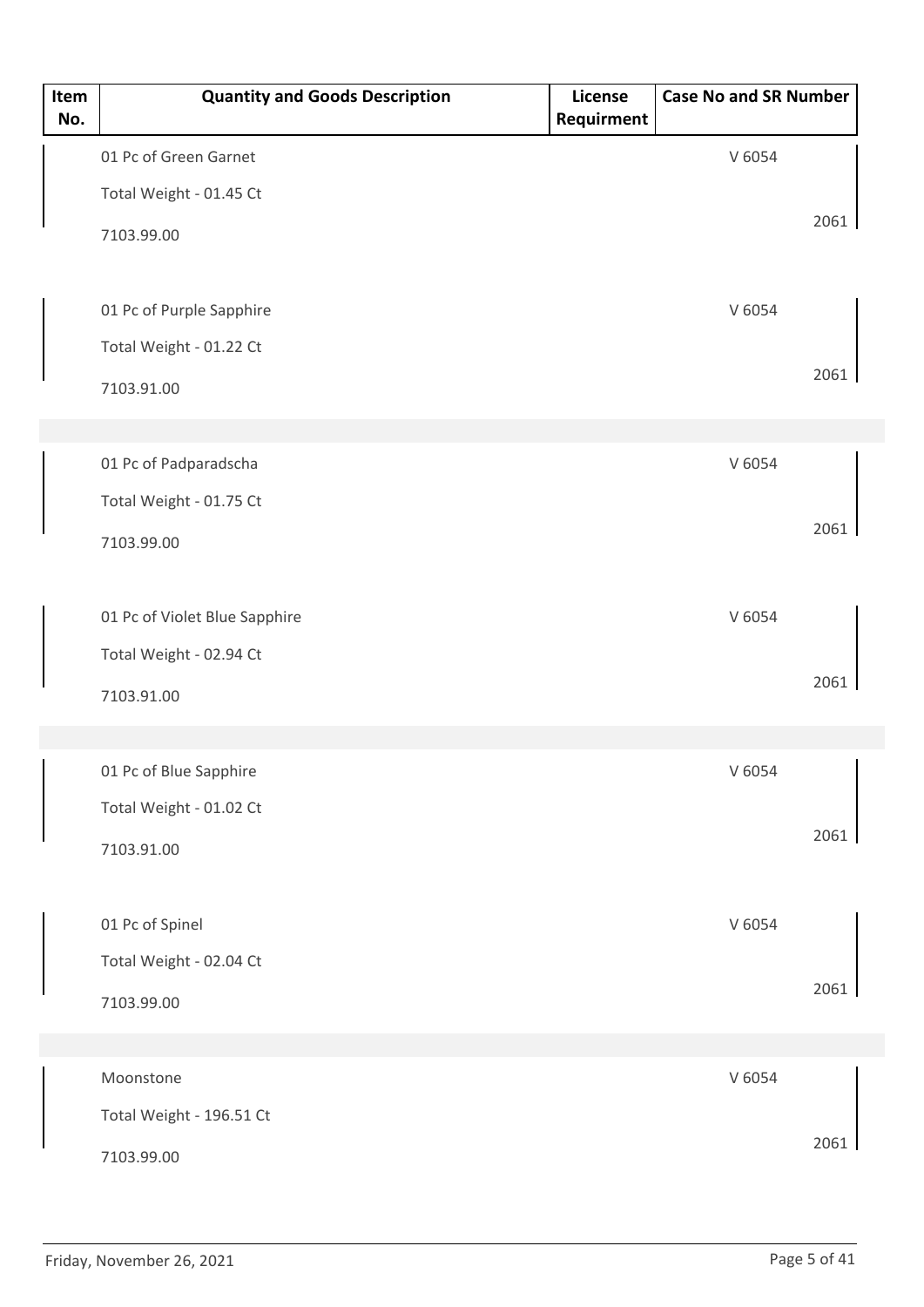| Item No. | Quantity and Goods Description | License Requirment | Case No and SR Number |
|---|---|---|---|
| | 01 Pc of Green Garnet<br>Total Weight - 01.45 Ct<br>7103.99.00 | | V 6054<br>2061 |
| | 01 Pc of Purple Sapphire<br>Total Weight - 01.22 Ct<br>7103.91.00 | | V 6054<br>2061 |
| | 01 Pc of Padparadscha<br>Total Weight - 01.75 Ct<br>7103.99.00 | | V 6054<br>2061 |
| | 01 Pc of Violet Blue Sapphire<br>Total Weight - 02.94 Ct<br>7103.91.00 | | V 6054<br>2061 |
| | 01 Pc of Blue Sapphire<br>Total Weight - 01.02 Ct<br>7103.91.00 | | V 6054<br>2061 |
| | 01 Pc of Spinel<br>Total Weight - 02.04 Ct<br>7103.99.00 | | V 6054<br>2061 |
| | Moonstone<br>Total Weight - 196.51 Ct<br>7103.99.00 | | V 6054<br>2061 |

Friday, November 26, 2021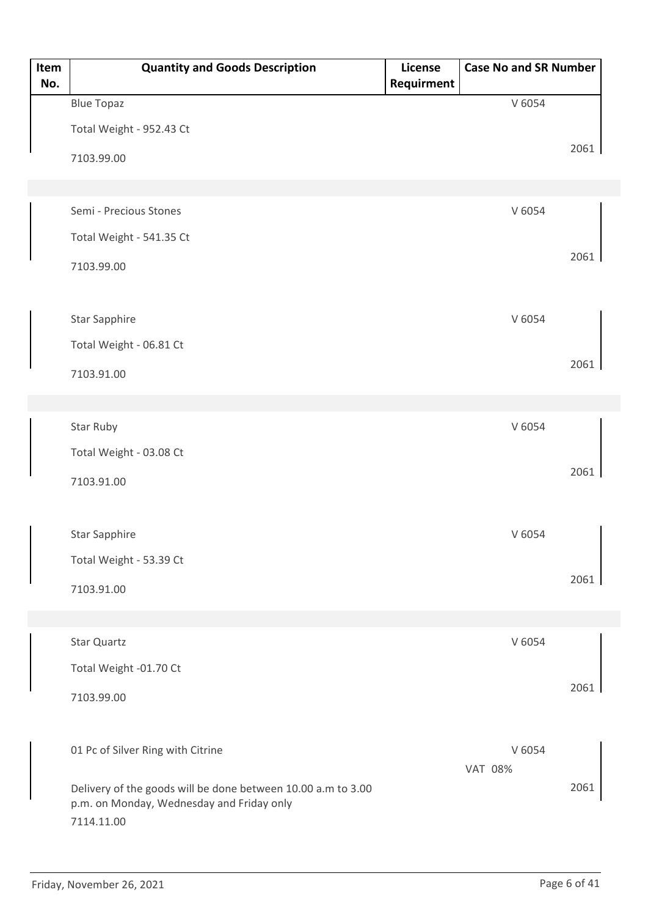| Item No. | Quantity and Goods Description | License Requirment | Case No and SR Number |
| --- | --- | --- | --- |
| | Blue Topaz<br>Total Weight - 952.43 Ct<br>7103.99.00 | | V 6054<br>2061 |
| | Semi - Precious Stones<br>Total Weight - 541.35 Ct<br>7103.99.00 | | V 6054<br>2061 |
| | Star Sapphire<br>Total Weight - 06.81 Ct<br>7103.91.00 | | V 6054<br>2061 |
| | Star Ruby<br>Total Weight - 03.08 Ct<br>7103.91.00 | | V 6054<br>2061 |
| | Star Sapphire<br>Total Weight - 53.39 Ct<br>7103.91.00 | | V 6054<br>2061 |
| | Star Quartz<br>Total Weight -01.70 Ct<br>7103.99.00 | | V 6054<br>2061 |
| | 01 Pc of Silver Ring with Citrine<br>Delivery of the goods will be done between 10.00 a.m to 3.00 p.m. on Monday, Wednesday and Friday only<br>7114.11.00 | | V 6054<br>VAT 08%<br>2061 |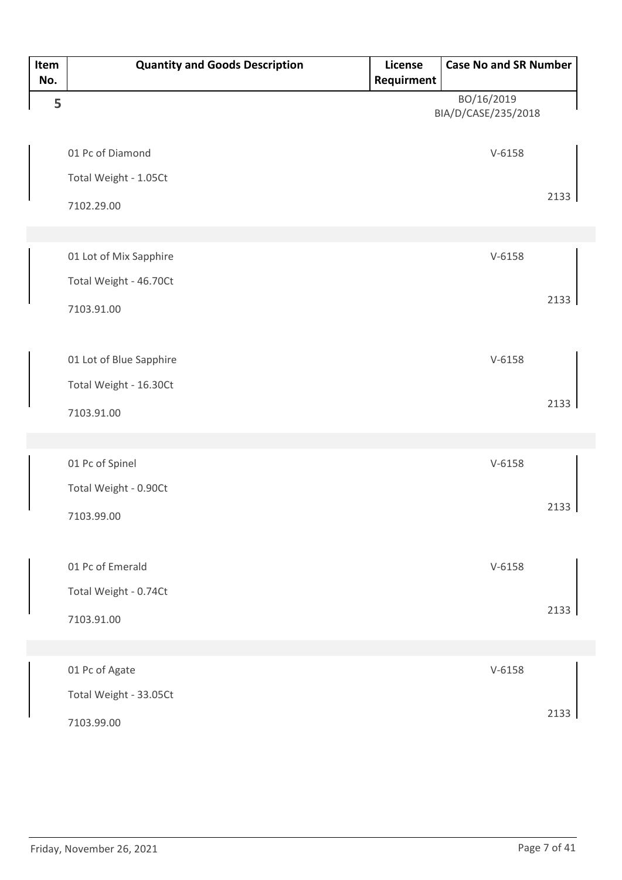| Item No. | Quantity and Goods Description | License Requirment | Case No and SR Number |
|---|---|---|---|
| 5 | | | BO/16/2019<br>BIA/D/CASE/235/2018 |
| | 01 Pc of Diamond<br>Total Weight - 1.05Ct<br>7102.29.00 | | V-6158<br>2133 |
| | 01 Lot of Mix Sapphire<br>Total Weight - 46.70Ct<br>7103.91.00 | | V-6158<br>2133 |
| | 01 Lot of Blue Sapphire<br>Total Weight - 16.30Ct<br>7103.91.00 | | V-6158<br>2133 |
| | 01 Pc of Spinel<br>Total Weight - 0.90Ct<br>7103.99.00 | | V-6158<br>2133 |
| | 01 Pc of Emerald<br>Total Weight - 0.74Ct<br>7103.91.00 | | V-6158<br>2133 |
| | 01 Pc of Agate<br>Total Weight - 33.05Ct<br>7103.99.00 | | V-6158<br>2133 |

Friday, November 26, 2021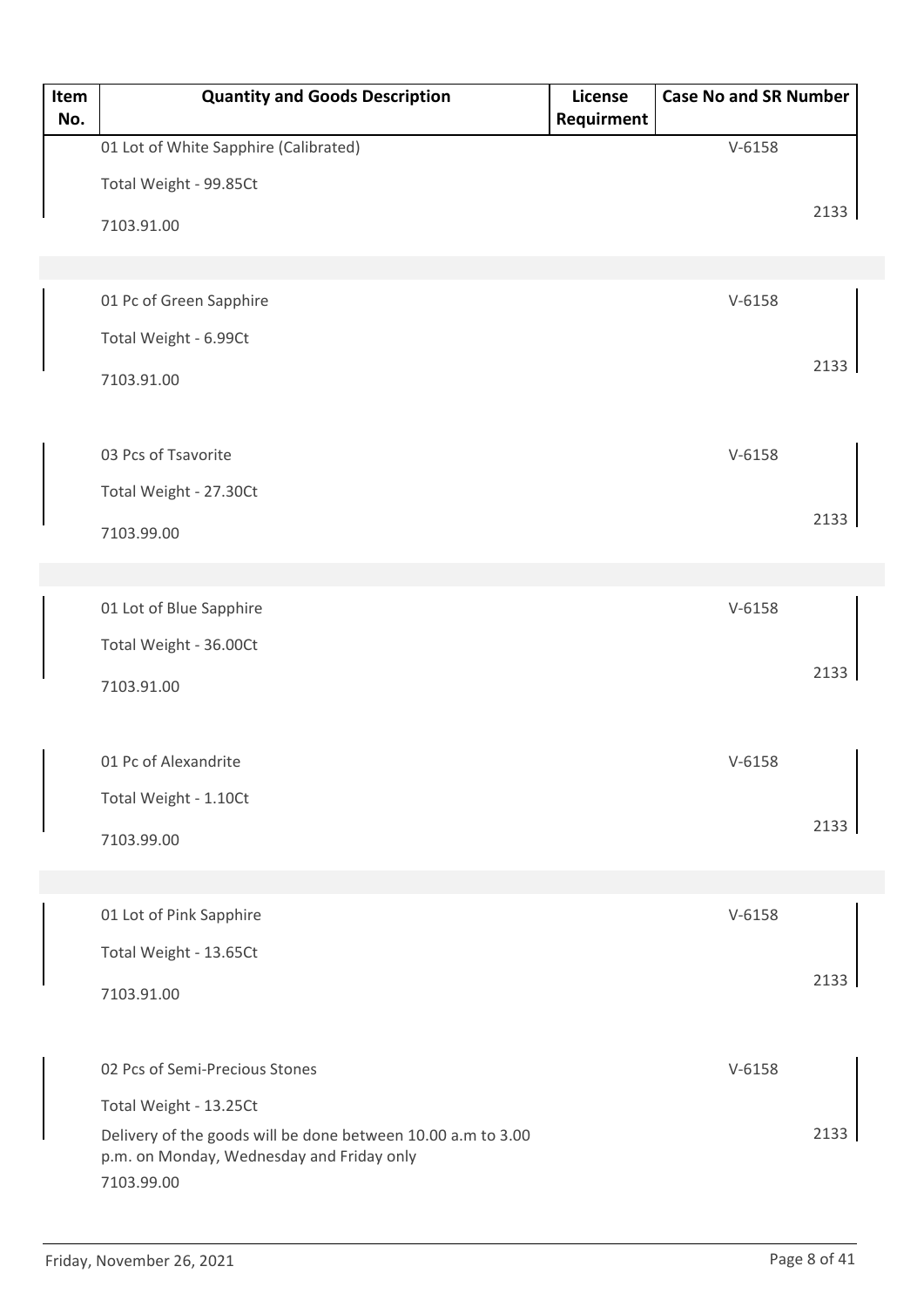| Item No. | Quantity and Goods Description | License Requirment | Case No and SR Number |
|---|---|---|---|
| | 01 Lot of White Sapphire (Calibrated)<br>Total Weight - 99.85Ct<br>7103.91.00 | | V-6158<br>2133 |
| | 01 Pc of Green Sapphire<br>Total Weight - 6.99Ct<br>7103.91.00 | | V-6158<br>2133 |
| | 03 Pcs of Tsavorite<br>Total Weight - 27.30Ct<br>7103.99.00 | | V-6158<br>2133 |
| | 01 Lot of Blue Sapphire<br>Total Weight - 36.00Ct<br>7103.91.00 | | V-6158<br>2133 |
| | 01 Pc of Alexandrite<br>Total Weight - 1.10Ct<br>7103.99.00 | | V-6158<br>2133 |
| | 01 Lot of Pink Sapphire<br>Total Weight - 13.65Ct<br>7103.91.00 | | V-6158<br>2133 |
| | 02 Pcs of Semi-Precious Stones<br>Total Weight - 13.25Ct<br>Delivery of the goods will be done between 10.00 a.m to 3.00 p.m. on Monday, Wednesday and Friday only<br>7103.99.00 | | V-6158<br>2133 |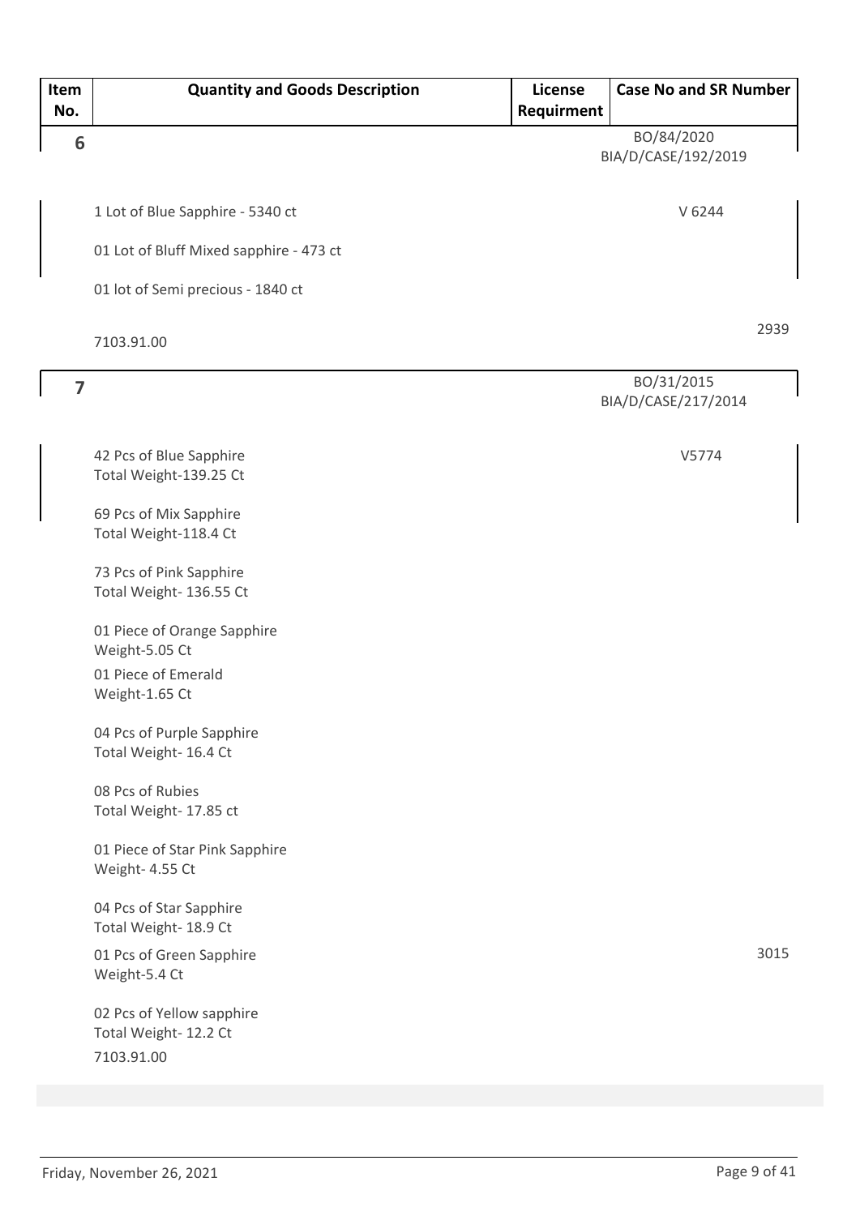| Item No. | Quantity and Goods Description | License Requirment | Case No and SR Number |
|---|---|---|---|
| 6 | 1 Lot of Blue Sapphire - 5340 ct<br><br>01 Lot of Bluff Mixed sapphire - 473 ct<br><br>01 lot of Semi precious - 1840 ct<br><br>7103.91.00 | | BO/84/2020<br>BIA/D/CASE/192/2019<br><br>V 6244<br><br>2939 |
| 7 | 42 Pcs of Blue Sapphire<br>Total Weight-139.25 Ct<br><br>69 Pcs of Mix Sapphire<br>Total Weight-118.4 Ct<br><br>73 Pcs of Pink Sapphire<br>Total Weight- 136.55 Ct<br><br>01 Piece of Orange Sapphire<br>Weight-5.05 Ct<br><br>01 Piece of Emerald<br>Weight-1.65 Ct<br><br>04 Pcs of Purple Sapphire<br>Total Weight- 16.4 Ct<br><br>08 Pcs of Rubies<br>Total Weight- 17.85 ct<br><br>01 Piece of Star Pink Sapphire<br>Weight- 4.55 Ct<br><br>04 Pcs of Star Sapphire<br>Total Weight- 18.9 Ct<br><br>01 Pcs of Green Sapphire<br>Weight-5.4 Ct<br><br>02 Pcs of Yellow sapphire<br>Total Weight- 12.2 Ct<br><br>7103.91.00 | | BO/31/2015<br>BIA/D/CASE/217/2014<br><br>V5774<br><br>3015 |

Friday, November 26, 2021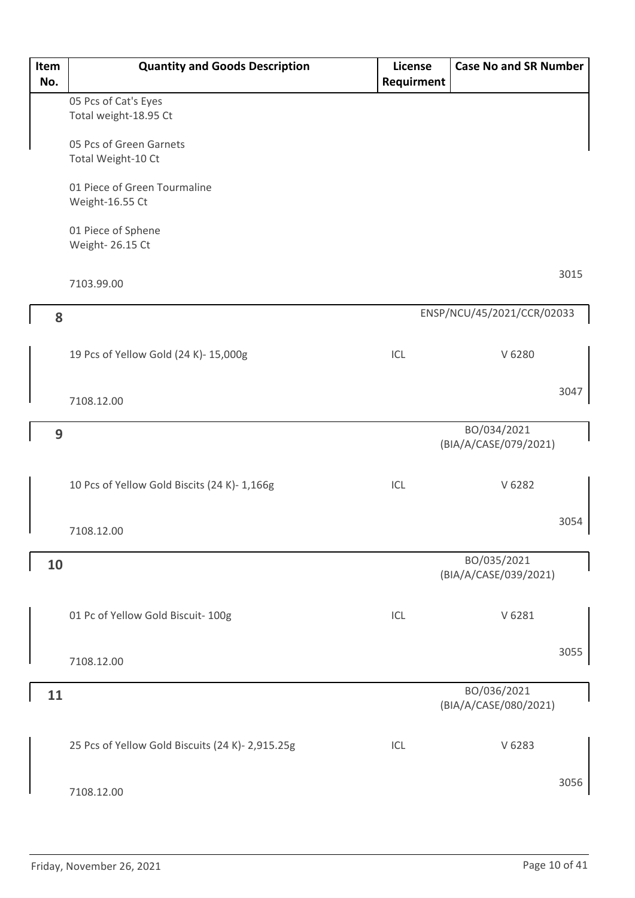| Item No. | Quantity and Goods Description | License Requirment | Case No and SR Number |
| --- | --- | --- | --- |
| | 05 Pcs of Cat's Eyes<br>Total weight-18.95 Ct<br><br>05 Pcs of Green Garnets<br>Total Weight-10 Ct<br><br>01 Piece of Green Tourmaline<br>Weight-16.55 Ct<br><br>01 Piece of Sphene<br>Weight- 26.15 Ct<br><br>7103.99.00 | | 3015 |
| **8** | | | ENSP/NCU/45/2021/CCR/02033 |
| | 19 Pcs of Yellow Gold (24 K)- 15,000g | ICL | V 6280 |
| | 7108.12.00 | | 3047 |
| **9** | | | BO/034/2021<br>(BIA/A/CASE/079/2021) |
| | 10 Pcs of Yellow Gold Biscits (24 K)- 1,166g | ICL | V 6282 |
| | 7108.12.00 | | 3054 |
| **10** | | | BO/035/2021<br>(BIA/A/CASE/039/2021) |
| | 01 Pc of Yellow Gold Biscuit- 100g | ICL | V 6281 |
| | 7108.12.00 | | 3055 |
| **11** | | | BO/036/2021<br>(BIA/A/CASE/080/2021) |
| | 25 Pcs of Yellow Gold Biscuits (24 K)- 2,915.25g | ICL | V 6283 |
| | 7108.12.00 | | 3056 |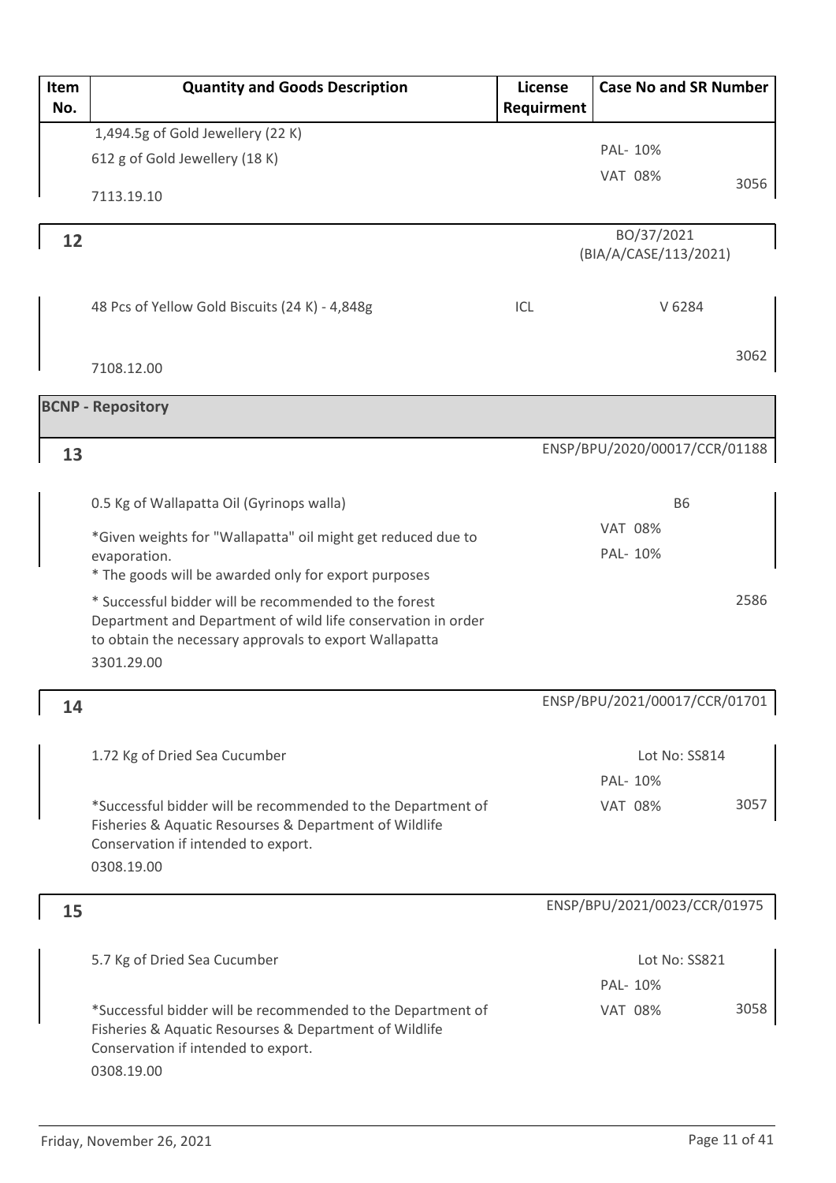| Item No. | Quantity and Goods Description | License Requirment | Case No and SR Number | |
|---|---|---|---|---|
| | 1,494.5g of Gold Jewellery (22 K)<br>612 g of Gold Jewellery (18 K)<br>7113.19.10 | | PAL- 10%<br>VAT 08% | 3056 |
| **12** | | | BO/37/2021<br>(BIA/A/CASE/113/2021) | |
| | 48 Pcs of Yellow Gold Biscuits (24 K) - 4,848g<br>7108.12.00 | ICL | V 6284 | 3062 |
| **BCNP - Repository** | | | | |
| **13** | | | ENSP/BPU/2020/00017/CCR/01188 | |
| | 0.5 Kg of Wallapatta Oil (Gyrinops walla)<br>*Given weights for "Wallapatta" oil might get reduced due to evaporation.<br>* The goods will be awarded only for export purposes<br>* Successful bidder will be recommended to the forest Department and Department of wild life conservation in order to obtain the necessary approvals to export Wallapatta<br>3301.29.00 | | B6<br>VAT 08%<br>PAL- 10% | 2586 |
| **14** | | | ENSP/BPU/2021/00017/CCR/01701 | |
| | 1.72 Kg of Dried Sea Cucumber<br>*Successful bidder will be recommended to the Department of Fisheries & Aquatic Resourses & Department of Wildlife Conservation if intended to export.<br>0308.19.00 | | Lot No: SS814<br>PAL- 10%<br>VAT 08% | 3057 |
| **15** | | | ENSP/BPU/2021/0023/CCR/01975 | |
| | 5.7 Kg of Dried Sea Cucumber<br>*Successful bidder will be recommended to the Department of Fisheries & Aquatic Resourses & Department of Wildlife Conservation if intended to export.<br>0308.19.00 | | Lot No: SS821<br>PAL- 10%<br>VAT 08% | 3058 |

Friday, November 26, 2021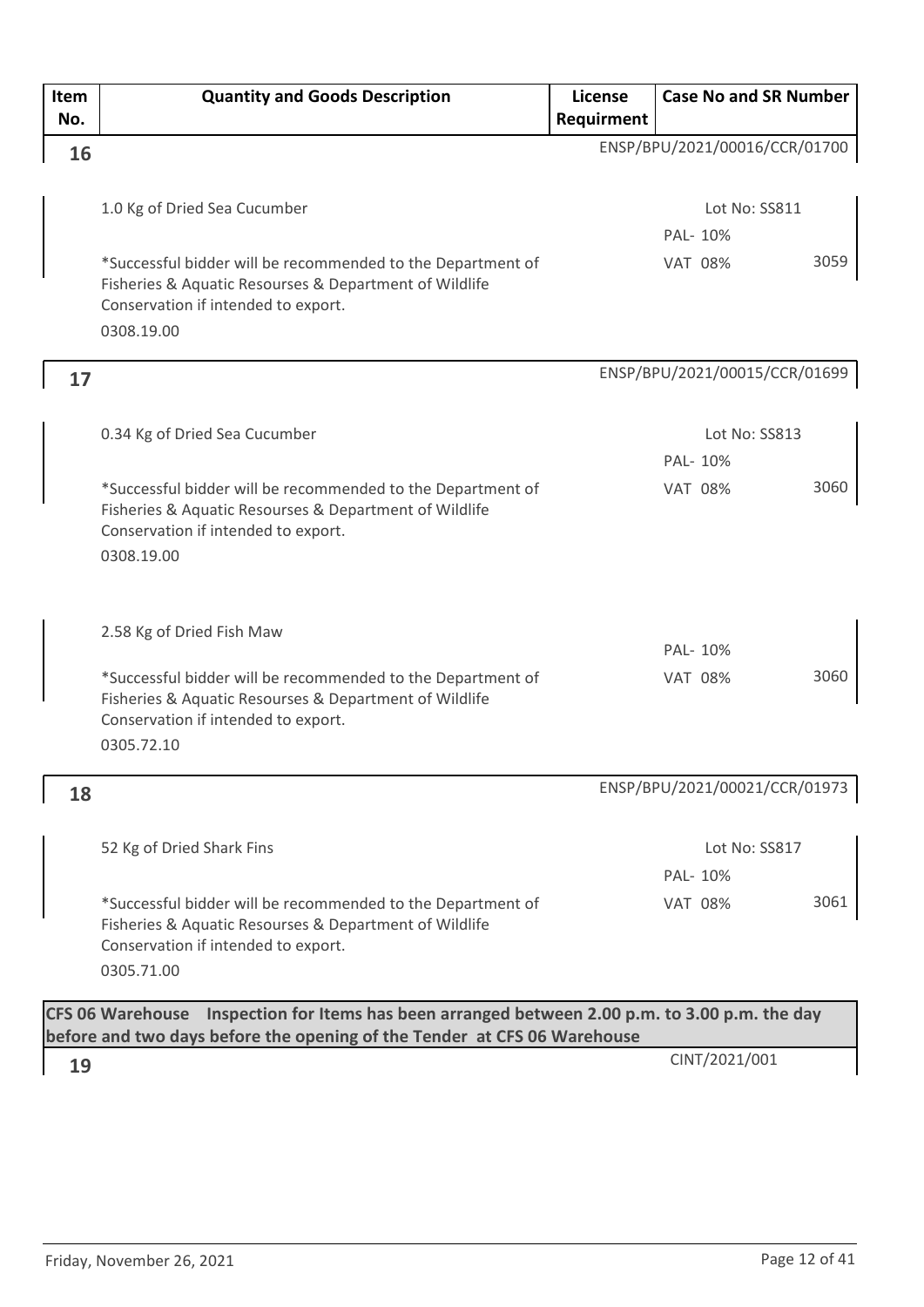| Item No. | Quantity and Goods Description | License Requirment | Case No and SR Number |
|---|---|---|---|
| **16** | | | ENSP/BPU/2021/00016/CCR/01700 |
| | 1.0 Kg of Dried Sea Cucumber<br><br>*Successful bidder will be recommended to the Department of Fisheries & Aquatic Resourses & Department of Wildlife Conservation if intended to export.<br>0308.19.00 | | Lot No: SS811<br>PAL- 10%<br>VAT 08% 3059 |
| **17** | | | ENSP/BPU/2021/00015/CCR/01699 |
| | 0.34 Kg of Dried Sea Cucumber<br><br>*Successful bidder will be recommended to the Department of Fisheries & Aquatic Resourses & Department of Wildlife Conservation if intended to export.<br>0308.19.00 | | Lot No: SS813<br>PAL- 10%<br>VAT 08% 3060 |
| | 2.58 Kg of Dried Fish Maw<br><br>*Successful bidder will be recommended to the Department of Fisheries & Aquatic Resourses & Department of Wildlife Conservation if intended to export.<br>0305.72.10 | | PAL- 10%<br>VAT 08% 3060 |
| **18** | | | ENSP/BPU/2021/00021/CCR/01973 |
| | 52 Kg of Dried Shark Fins<br><br>*Successful bidder will be recommended to the Department of Fisheries & Aquatic Resourses & Department of Wildlife Conservation if intended to export.<br>0305.71.00 | | Lot No: SS817<br>PAL- 10%<br>VAT 08% 3061 |

**CFS 06 Warehouse Inspection for Items has been arranged between 2.00 p.m. to 3.00 p.m. the day before and two days before the opening of the Tender at CFS 06 Warehouse**

| Item No. | Quantity and Goods Description | License Requirment | Case No and SR Number |
|---|---|---|---|
| **19** | | | CINT/2021/001 |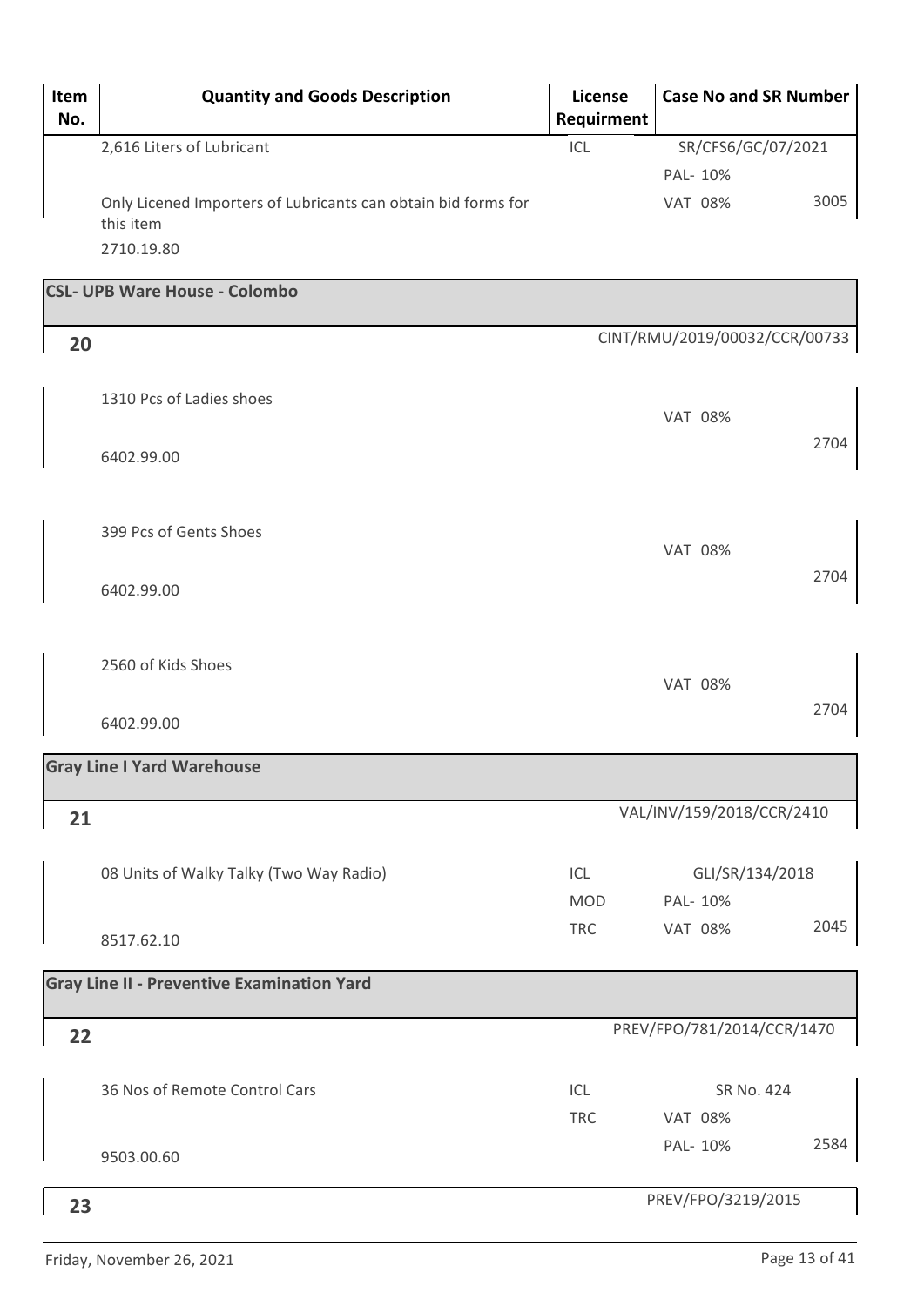| Item No. | Quantity and Goods Description | License Requirment | Case No and SR Number | |
|---|---|---|---|---|
| | 2,616 Liters of Lubricant | ICL | SR/CFS6/GC/07/2021 | |
| | | | PAL- 10% | |
| | Only Licened Importers of Lubricants can obtain bid forms for this item | | VAT 08% | 3005 |
| | 2710.19.80 | | | |
| **CSL- UPB Ware House - Colombo** | | | | |
| **20** | | | CINT/RMU/2019/00032/CCR/00733 | |
| | 1310 Pcs of Ladies shoes | | VAT 08% | 2704 |
| | 6402.99.00 | | | |
| | 399 Pcs of Gents Shoes | | VAT 08% | 2704 |
| | 6402.99.00 | | | |
| | 2560 of Kids Shoes | | VAT 08% | 2704 |
| | 6402.99.00 | | | |
| **Gray Line I Yard Warehouse** | | | | |
| **21** | | | VAL/INV/159/2018/CCR/2410 | |
| | 08 Units of Walky Talky (Two Way Radio) | ICL | GLI/SR/134/2018 | |
| | | MOD | PAL- 10% | |
| | 8517.62.10 | TRC | VAT 08% | 2045 |
| **Gray Line II - Preventive Examination Yard** | | | | |
| **22** | | | PREV/FPO/781/2014/CCR/1470 | |
| | 36 Nos of Remote Control Cars | ICL | SR No. 424 | |
| | | TRC | VAT 08% | |
| | 9503.00.60 | | PAL- 10% | 2584 |
| **23** | | | PREV/FPO/3219/2015 | |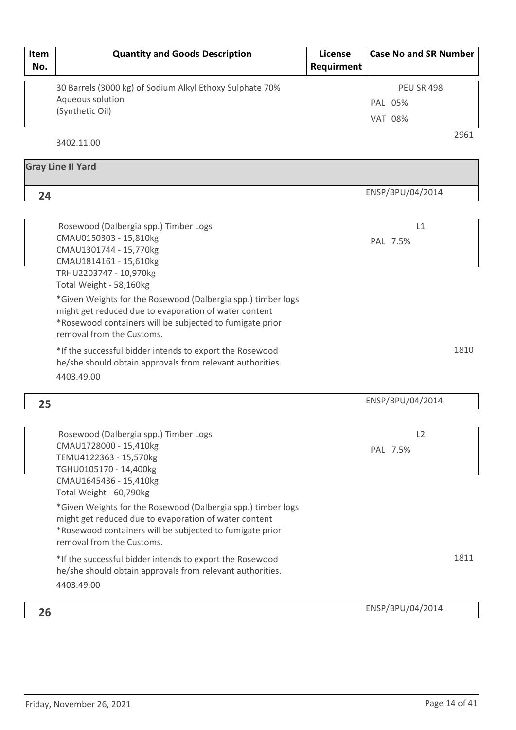| Item No. | Quantity and Goods Description | License Requirment | Case No and SR Number |
|---|---|---|---|
| | 30 Barrels (3000 kg) of Sodium Alkyl Ethoxy Sulphate 70% Aqueous solution (Synthetic Oil)<br><br>3402.11.00 | | PEU SR 498<br>PAL 05%<br>VAT 08%<br>2961 |
| **Gray Line II Yard** | | | |
| **24** | Rosewood (Dalbergia spp.) Timber Logs<br>CMAU0150303 - 15,810kg<br>CMAU1301744 - 15,770kg<br>CMAU1814161 - 15,610kg<br>TRHU2203747 - 10,970kg<br>Total Weight - 58,160kg<br>*Given Weights for the Rosewood (Dalbergia spp.) timber logs might get reduced due to evaporation of water content<br>*Rosewood containers will be subjected to fumigate prior removal from the Customs.<br>*If the successful bidder intends to export the Rosewood he/she should obtain approvals from relevant authorities.<br>4403.49.00 | | ENSP/BPU/04/2014<br>L1<br>PAL 7.5%<br>1810 |
| **25** | Rosewood (Dalbergia spp.) Timber Logs<br>CMAU1728000 - 15,410kg<br>TEMU4122363 - 15,570kg<br>TGHU0105170 - 14,400kg<br>CMAU1645436 - 15,410kg<br>Total Weight - 60,790kg<br>*Given Weights for the Rosewood (Dalbergia spp.) timber logs might get reduced due to evaporation of water content<br>*Rosewood containers will be subjected to fumigate prior removal from the Customs.<br>*If the successful bidder intends to export the Rosewood he/she should obtain approvals from relevant authorities.<br>4403.49.00 | | ENSP/BPU/04/2014<br>L2<br>PAL 7.5%<br>1811 |
| **26** | | | ENSP/BPU/04/2014 |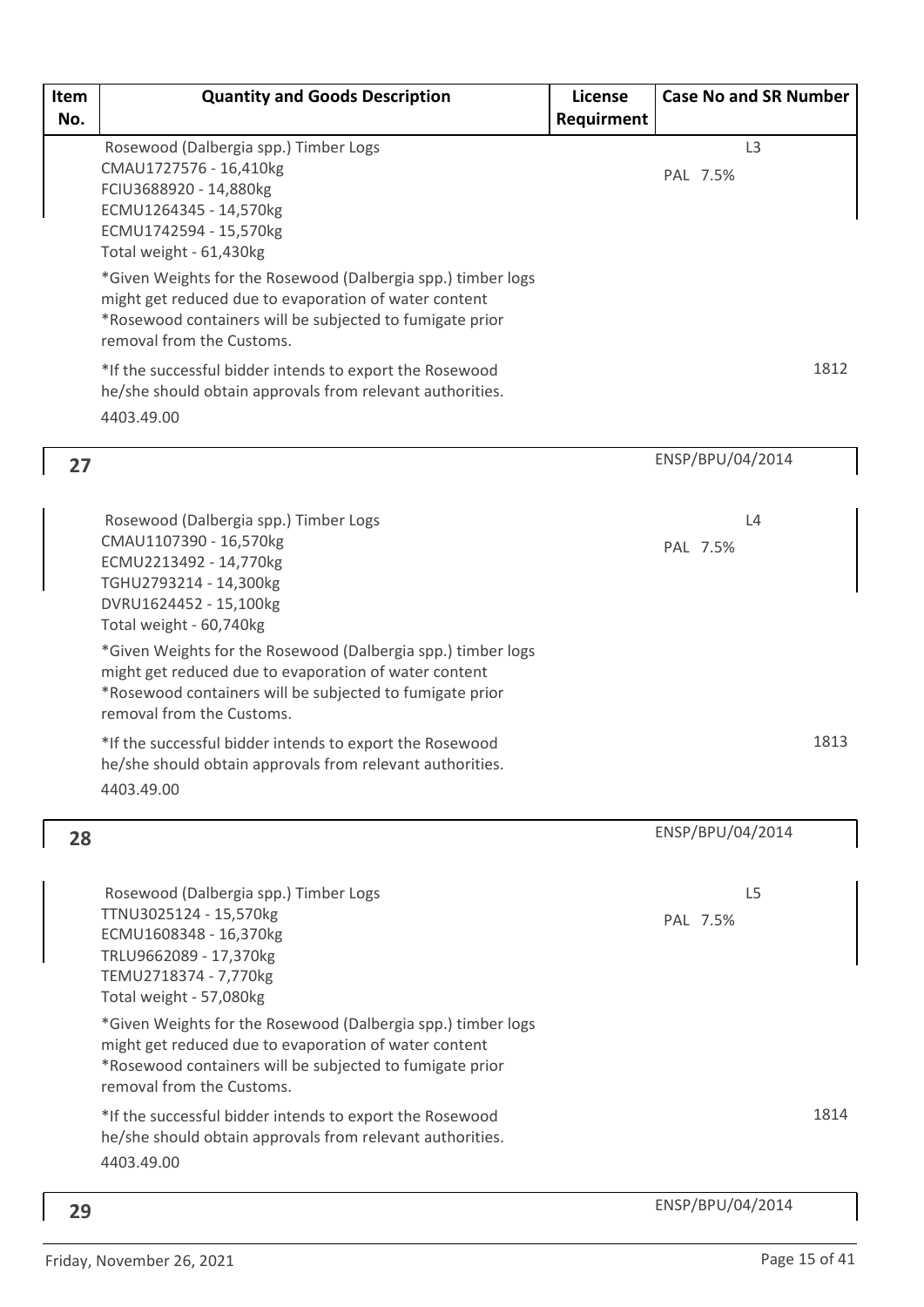| Item No. | Quantity and Goods Description | License Requirment | Case No and SR Number |
|---|---|---|---|
| | Rosewood (Dalbergia spp.) Timber Logs<br>CMAU1727576 - 16,410kg<br>FCIU3688920 - 14,880kg<br>ECMU1264345 - 14,570kg<br>ECMU1742594 - 15,570kg<br>Total weight - 61,430kg<br>*Given Weights for the Rosewood (Dalbergia spp.) timber logs might get reduced due to evaporation of water content<br>*Rosewood containers will be subjected to fumigate prior removal from the Customs.<br>*If the successful bidder intends to export the Rosewood he/she should obtain approvals from relevant authorities.<br>4403.49.00 | | L3<br>PAL 7.5%<br>1812 |
| 27 | | | ENSP/BPU/04/2014 |
| | Rosewood (Dalbergia spp.) Timber Logs<br>CMAU1107390 - 16,570kg<br>ECMU2213492 - 14,770kg<br>TGHU2793214 - 14,300kg<br>DVRU1624452 - 15,100kg<br>Total weight - 60,740kg<br>*Given Weights for the Rosewood (Dalbergia spp.) timber logs might get reduced due to evaporation of water content<br>*Rosewood containers will be subjected to fumigate prior removal from the Customs.<br>*If the successful bidder intends to export the Rosewood he/she should obtain approvals from relevant authorities.<br>4403.49.00 | | L4<br>PAL 7.5%<br>1813 |
| 28 | | | ENSP/BPU/04/2014 |
| | Rosewood (Dalbergia spp.) Timber Logs<br>TTNU3025124 - 15,570kg<br>ECMU1608348 - 16,370kg<br>TRLU9662089 - 17,370kg<br>TEMU2718374 - 7,770kg<br>Total weight - 57,080kg<br>*Given Weights for the Rosewood (Dalbergia spp.) timber logs might get reduced due to evaporation of water content<br>*Rosewood containers will be subjected to fumigate prior removal from the Customs.<br>*If the successful bidder intends to export the Rosewood he/she should obtain approvals from relevant authorities.<br>4403.49.00 | | L5<br>PAL 7.5%<br>1814 |
| 29 | | | ENSP/BPU/04/2014 |

Friday, November 26, 2021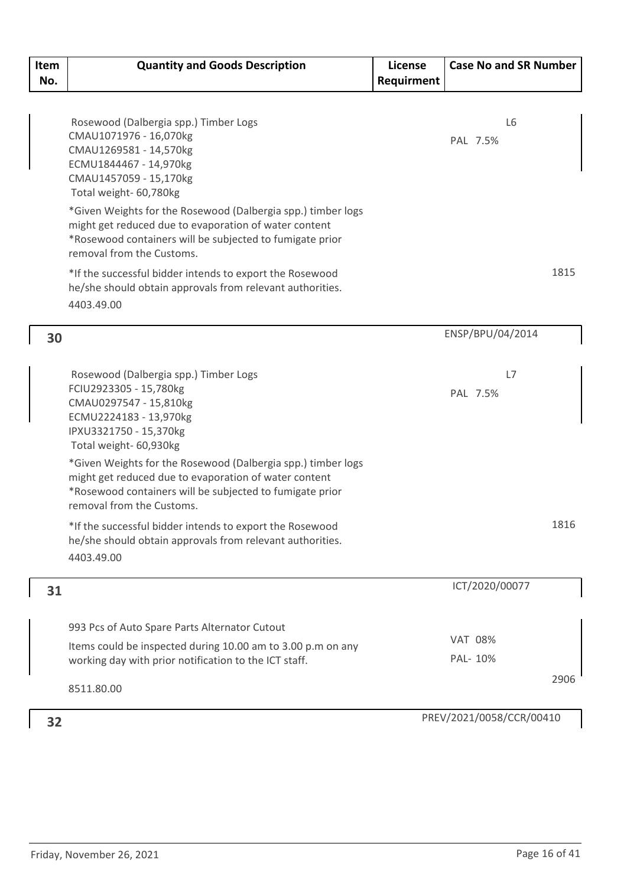| Item No. | Quantity and Goods Description | License Requirment | Case No and SR Number |
|---|---|---|---|
| | Rosewood (Dalbergia spp.) Timber Logs<br>CMAU1071976 - 16,070kg<br>CMAU1269581 - 14,570kg<br>ECMU1844467 - 14,970kg<br>CMAU1457059 - 15,170kg<br>Total weight- 60,780kg<br>*Given Weights for the Rosewood (Dalbergia spp.) timber logs might get reduced due to evaporation of water content<br>*Rosewood containers will be subjected to fumigate prior removal from the Customs.<br>*If the successful bidder intends to export the Rosewood he/she should obtain approvals from relevant authorities.<br>4403.49.00 | | L6<br>PAL 7.5%<br>1815 |
| 30 | | | ENSP/BPU/04/2014 |
| | Rosewood (Dalbergia spp.) Timber Logs<br>FCIU2923305 - 15,780kg<br>CMAU0297547 - 15,810kg<br>ECMU2224183 - 13,970kg<br>IPXU3321750 - 15,370kg<br>Total weight- 60,930kg<br>*Given Weights for the Rosewood (Dalbergia spp.) timber logs might get reduced due to evaporation of water content<br>*Rosewood containers will be subjected to fumigate prior removal from the Customs.<br>*If the successful bidder intends to export the Rosewood he/she should obtain approvals from relevant authorities.<br>4403.49.00 | | L7<br>PAL 7.5%<br>1816 |
| 31 | | | ICT/2020/00077 |
| | 993 Pcs of Auto Spare Parts Alternator Cutout<br>Items could be inspected during 10.00 am to 3.00 p.m on any working day with prior notification to the ICT staff.<br>8511.80.00 | | VAT 08%<br>PAL- 10%<br>2906 |
| 32 | | | PREV/2021/0058/CCR/00410 |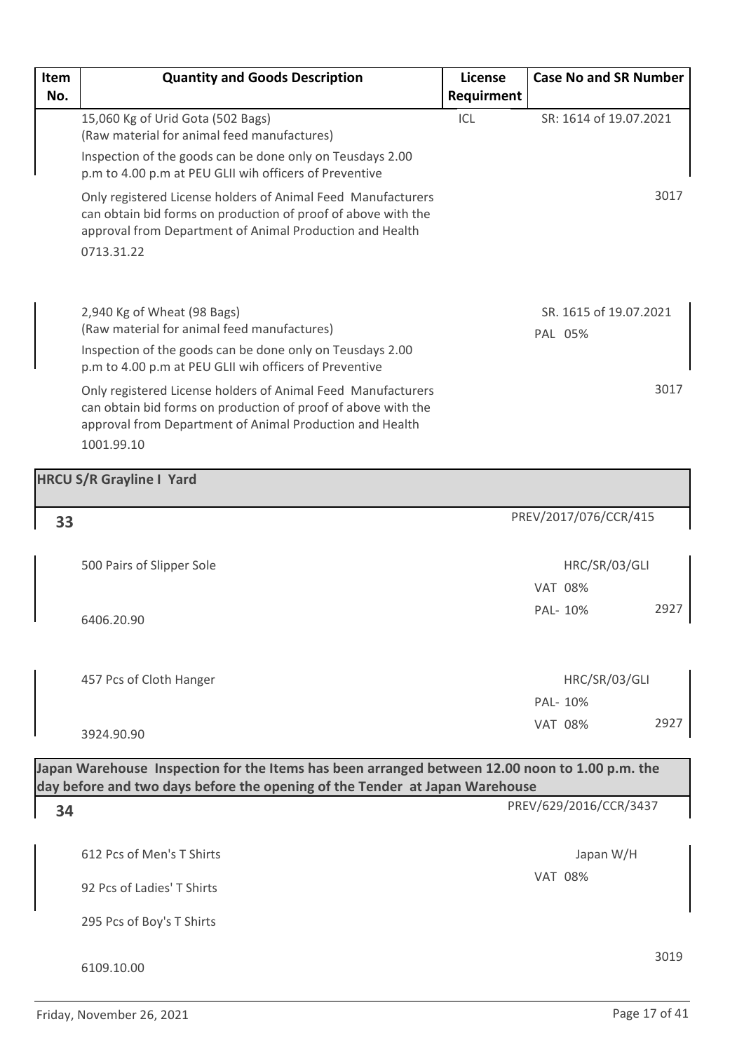| Item No. | Quantity and Goods Description | License Requirment | Case No and SR Number |
|---|---|---|---|
| | 15,060 Kg of Urid Gota (502 Bags)<br>(Raw material for animal feed manufactures)<br>Inspection of the goods can be done only on Teusdays 2.00 p.m to 4.00 p.m at PEU GLII wih officers of Preventive<br>Only registered License holders of Animal Feed Manufacturers can obtain bid forms on production of proof of above with the approval from Department of Animal Production and Health<br>0713.31.22 | ICL | SR: 1614 of 19.07.2021<br>3017 |
| | 2,940 Kg of Wheat (98 Bags)<br>(Raw material for animal feed manufactures)<br>Inspection of the goods can be done only on Teusdays 2.00 p.m to 4.00 p.m at PEU GLII wih officers of Preventive<br>Only registered License holders of Animal Feed Manufacturers can obtain bid forms on production of proof of above with the approval from Department of Animal Production and Health<br>1001.99.10 | | SR. 1615 of 19.07.2021<br>PAL 05%<br>3017 |
| **HRCU S/R Grayline I Yard** | | | |
| **33** | | | PREV/2017/076/CCR/415 |
| | 500 Pairs of Slipper Sole<br>6406.20.90 | | HRC/SR/03/GLI<br>VAT 08%<br>PAL- 10%<br>2927 |
| | 457 Pcs of Cloth Hanger<br>3924.90.90 | | HRC/SR/03/GLI<br>PAL- 10%<br>VAT 08%<br>2927 |
| **Japan Warehouse Inspection for the Items has been arranged between 12.00 noon to 1.00 p.m. the day before and two days before the opening of the Tender at Japan Warehouse** | | | |
| **34** | | | PREV/629/2016/CCR/3437 |
| | 612 Pcs of Men's T Shirts<br>92 Pcs of Ladies' T Shirts<br>295 Pcs of Boy's T Shirts<br>6109.10.00 | | Japan W/H<br>VAT 08%<br>3019 |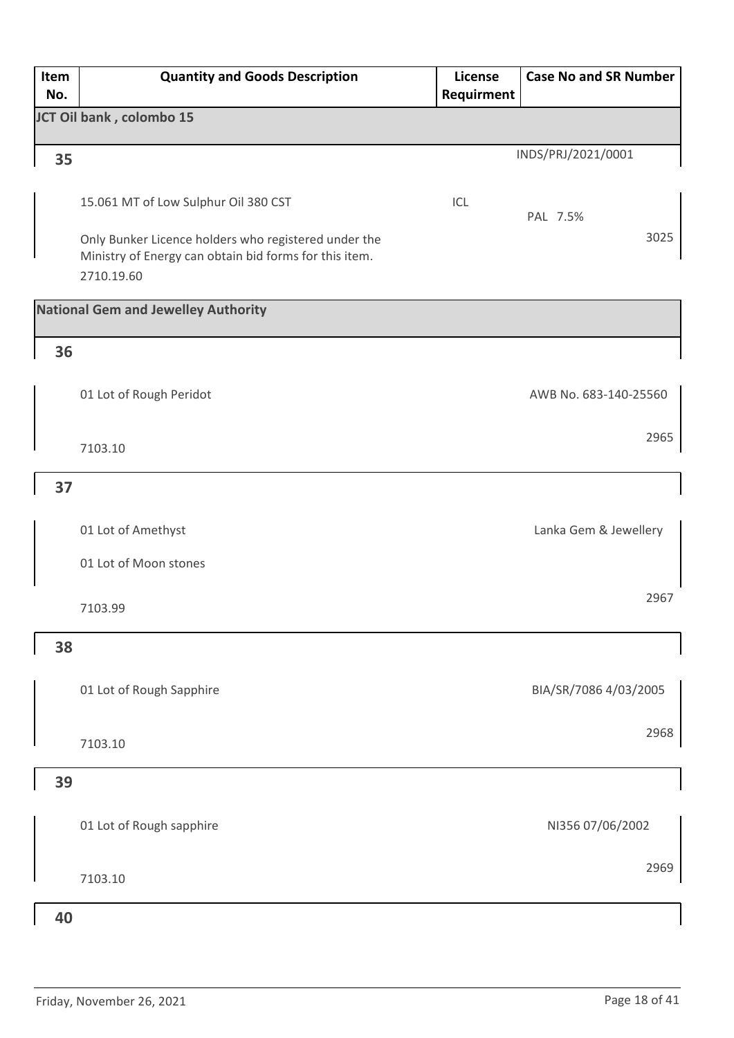| Item No. | Quantity and Goods Description | License Requirment | Case No and SR Number |
|---|---|---|---|
| **JCT Oil bank , colombo 15** | | | |
| **35** | | | INDS/PRJ/2021/0001 |
| | 15.061 MT of Low Sulphur Oil 380 CST | ICL | PAL 7.5% |
| | Only Bunker Licence holders who registered under the Ministry of Energy can obtain bid forms for this item. | | 3025 |
| | 2710.19.60 | | |
| **National Gem and Jewelley Authority** | | | |
| **36** | | | |
| | 01 Lot of Rough Peridot | | AWB No. 683-140-25560 |
| | 7103.10 | | 2965 |
| **37** | | | |
| | 01 Lot of Amethyst | | Lanka Gem & Jewellery |
| | 01 Lot of Moon stones | | |
| | 7103.99 | | 2967 |
| **38** | | | |
| | 01 Lot of Rough Sapphire | | BIA/SR/7086 4/03/2005 |
| | 7103.10 | | 2968 |
| **39** | | | |
| | 01 Lot of Rough sapphire | | NI356 07/06/2002 |
| | 7103.10 | | 2969 |
| **40** | | | |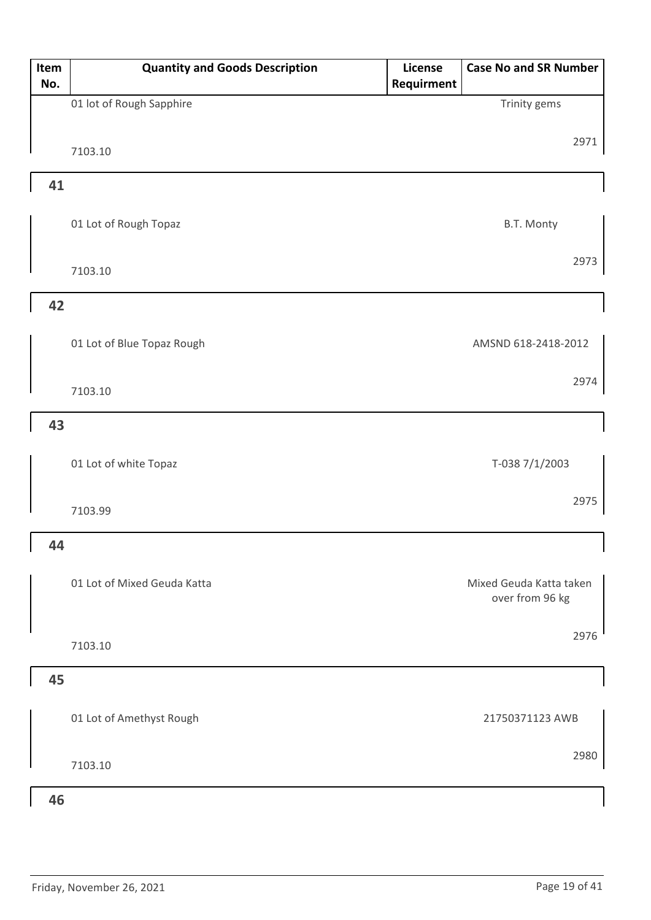| Item No. | Quantity and Goods Description | License Requirment | Case No and SR Number |
|---|---|---|---|
| | 01 lot of Rough Sapphire<br>7103.10 | | Trinity gems<br>2971 |
| 41 | 01 Lot of Rough Topaz<br>7103.10 | | B.T. Monty<br>2973 |
| 42 | 01 Lot of Blue Topaz Rough<br>7103.10 | | AMSND 618-2418-2012<br>2974 |
| 43 | 01 Lot of white Topaz<br>7103.99 | | T-038 7/1/2003<br>2975 |
| 44 | 01 Lot of Mixed Geuda Katta<br>7103.10 | | Mixed Geuda Katta taken over from 96 kg<br>2976 |
| 45 | 01 Lot of Amethyst Rough<br>7103.10 | | 21750371123 AWB<br>2980 |
| 46 | | | |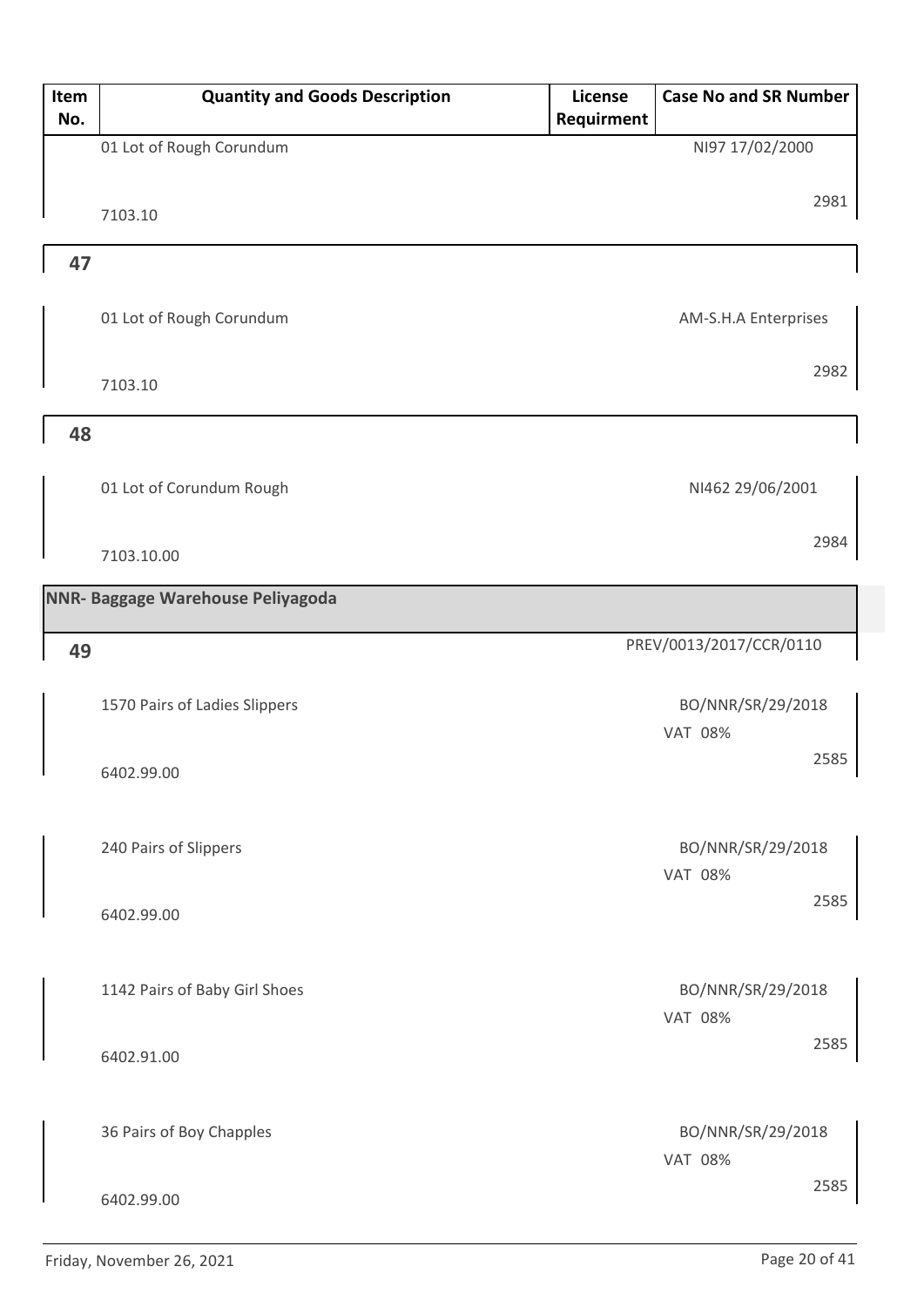| Item No. | Quantity and Goods Description | License Requirment | Case No and SR Number |
|---|---|---|---|
| | 01 Lot of Rough Corundum<br>7103.10 | | NI97 17/02/2000<br>2981 |
| 47 | | | |
| | 01 Lot of Rough Corundum<br>7103.10 | | AM-S.H.A Enterprises<br>2982 |
| 48 | | | |
| | 01 Lot of Corundum Rough<br>7103.10.00 | | NI462 29/06/2001<br>2984 |

**NNR- Baggage Warehouse Peliyagoda**

| Item No. | Quantity and Goods Description | License Requirment | Case No and SR Number |
|---|---|---|---|
| 49 | | | PREV/0013/2017/CCR/0110 |
| | 1570 Pairs of Ladies Slippers<br>6402.99.00 | | BO/NNR/SR/29/2018<br>VAT 08%<br>2585 |
| | 240 Pairs of Slippers<br>6402.99.00 | | BO/NNR/SR/29/2018<br>VAT 08%<br>2585 |
| | 1142 Pairs of Baby Girl Shoes<br>6402.91.00 | | BO/NNR/SR/29/2018<br>VAT 08%<br>2585 |
| | 36 Pairs of Boy Chapples<br>6402.99.00 | | BO/NNR/SR/29/2018<br>VAT 08%<br>2585 |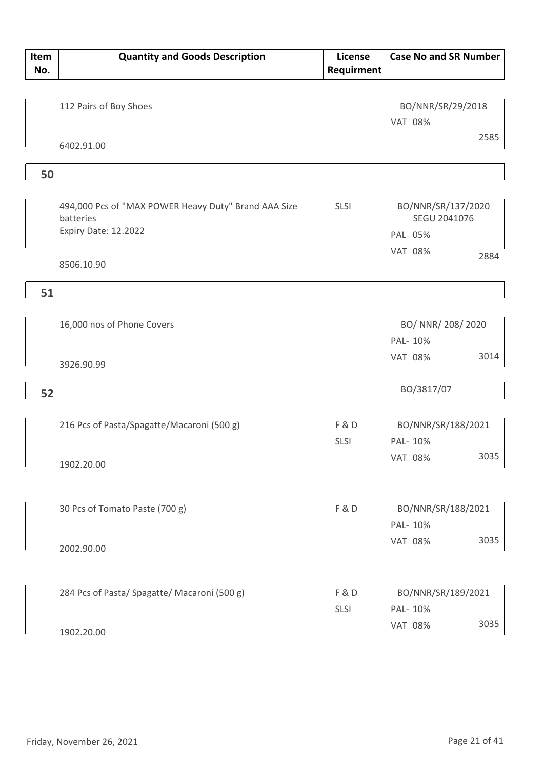| Item No. | Quantity and Goods Description | License Requirment | Case No and SR Number |
|---|---|---|---|
| | 112 Pairs of Boy Shoes<br>6402.91.00 | | BO/NNR/SR/29/2018<br>VAT 08%<br>2585 |
| 50 | | | |
| | 494,000 Pcs of "MAX POWER Heavy Duty" Brand AAA Size batteries<br>Expiry Date: 12.2022<br>8506.10.90 | SLSI | BO/NNR/SR/137/2020<br>SEGU 2041076<br>PAL 05%<br>VAT 08%<br>2884 |
| 51 | | | |
| | 16,000 nos of Phone Covers<br>3926.90.99 | | BO/ NNR/ 208/ 2020<br>PAL- 10%<br>VAT 08%<br>3014 |
| 52 | | | BO/3817/07 |
| | 216 Pcs of Pasta/Spagatte/Macaroni (500 g)<br>1902.20.00 | F & D<br>SLSI | BO/NNR/SR/188/2021<br>PAL- 10%<br>VAT 08%<br>3035 |
| | 30 Pcs of Tomato Paste (700 g)<br>2002.90.00 | F & D | BO/NNR/SR/188/2021<br>PAL- 10%<br>VAT 08%<br>3035 |
| | 284 Pcs of Pasta/ Spagatte/ Macaroni (500 g)<br>1902.20.00 | F & D<br>SLSI | BO/NNR/SR/189/2021<br>PAL- 10%<br>VAT 08%<br>3035 |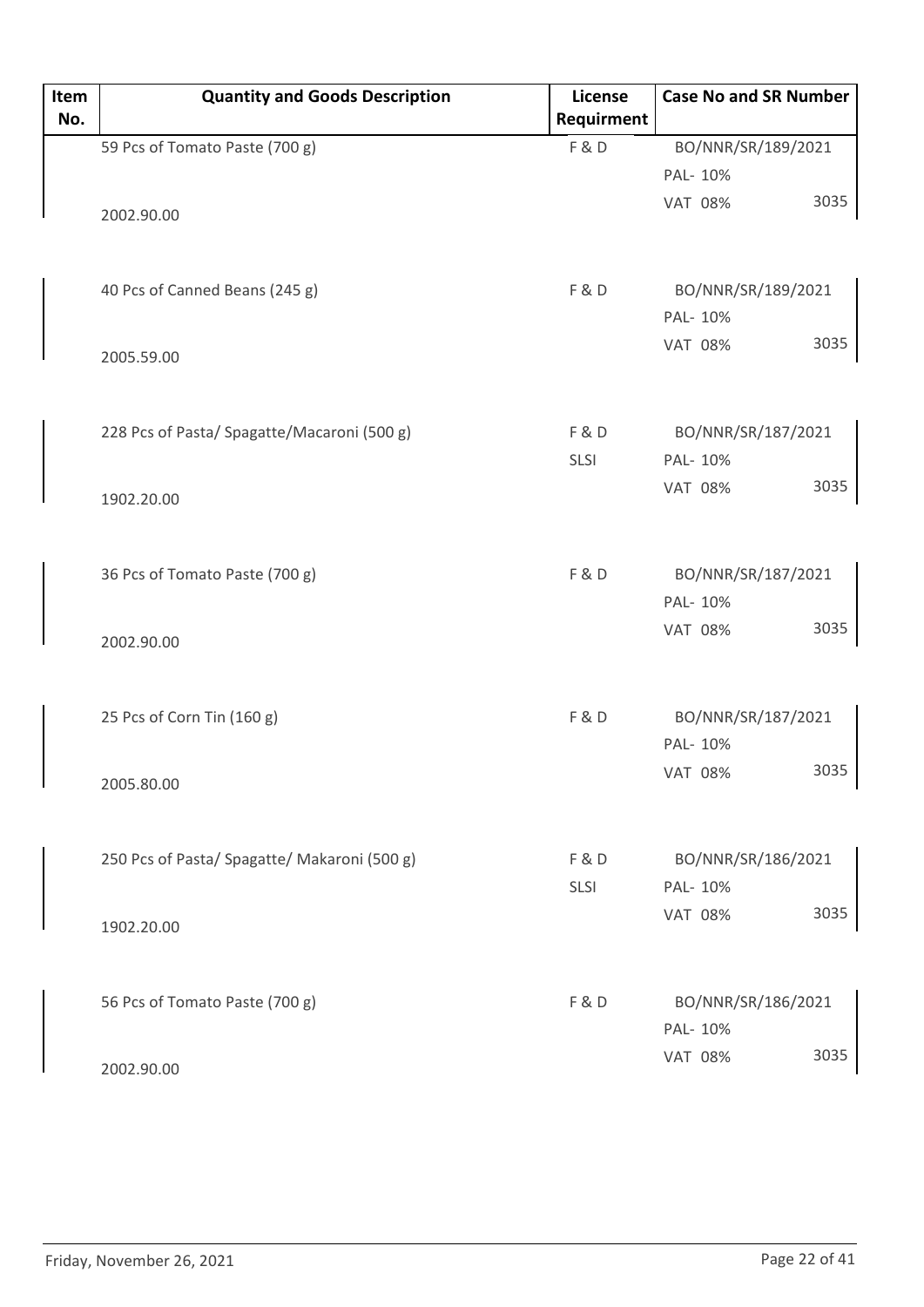| Item No. | Quantity and Goods Description | License Requirment | Case No and SR Number |
|---|---|---|---|
| | 59 Pcs of Tomato Paste (700 g)<br>2002.90.00 | F & D | BO/NNR/SR/189/2021<br>PAL- 10%<br>VAT 08% 3035 |
| | 40 Pcs of Canned Beans (245 g)<br>2005.59.00 | F & D | BO/NNR/SR/189/2021<br>PAL- 10%<br>VAT 08% 3035 |
| | 228 Pcs of Pasta/ Spagatte/Macaroni (500 g)<br>1902.20.00 | F & D<br>SLSI | BO/NNR/SR/187/2021<br>PAL- 10%<br>VAT 08% 3035 |
| | 36 Pcs of Tomato Paste (700 g)<br>2002.90.00 | F & D | BO/NNR/SR/187/2021<br>PAL- 10%<br>VAT 08% 3035 |
| | 25 Pcs of Corn Tin (160 g)<br>2005.80.00 | F & D | BO/NNR/SR/187/2021<br>PAL- 10%<br>VAT 08% 3035 |
| | 250 Pcs of Pasta/ Spagatte/ Makaroni (500 g)<br>1902.20.00 | F & D<br>SLSI | BO/NNR/SR/186/2021<br>PAL- 10%<br>VAT 08% 3035 |
| | 56 Pcs of Tomato Paste (700 g)<br>2002.90.00 | F & D | BO/NNR/SR/186/2021<br>PAL- 10%<br>VAT 08% 3035 |

Friday, November 26, 2021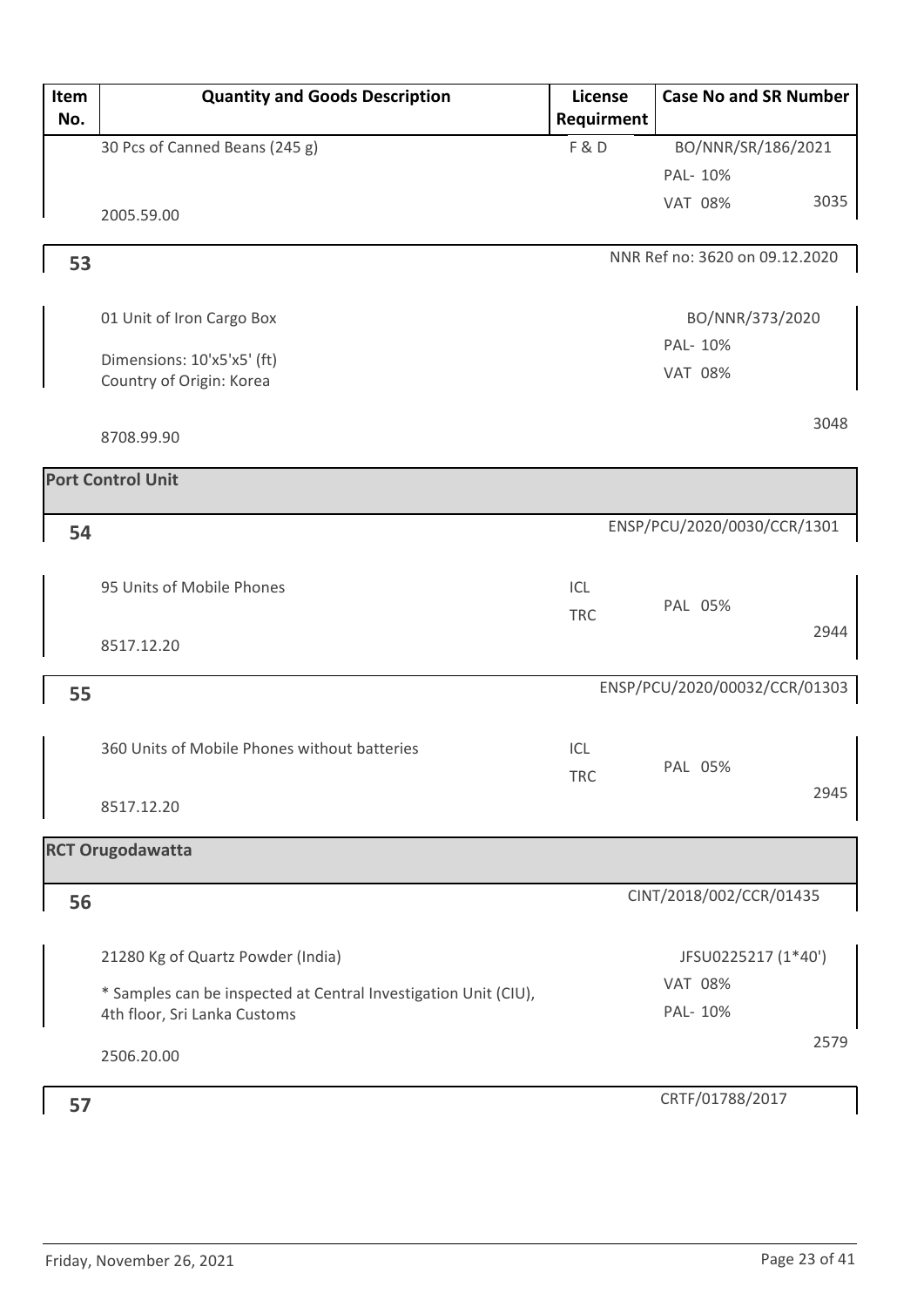| Item No. | Quantity and Goods Description | License Requirment | Case No and SR Number |
|---|---|---|---|
| | 30 Pcs of Canned Beans (245 g)<br><br>2005.59.00 | F & D | BO/NNR/SR/186/2021<br>PAL- 10%<br>VAT 08%<br>3035 |
| 53 | | | NNR Ref no: 3620 on 09.12.2020 |
| | 01 Unit of Iron Cargo Box<br><br>Dimensions: 10'x5'x5' (ft)<br>Country of Origin: Korea<br><br>8708.99.90 | | BO/NNR/373/2020<br>PAL- 10%<br>VAT 08%<br>3048 |
| **Port Control Unit** | | | |
| 54 | | | ENSP/PCU/2020/0030/CCR/1301 |
| | 95 Units of Mobile Phones<br><br>8517.12.20 | ICL<br>TRC | PAL 05%<br>2944 |
| 55 | | | ENSP/PCU/2020/00032/CCR/01303 |
| | 360 Units of Mobile Phones without batteries<br><br>8517.12.20 | ICL<br>TRC | PAL 05%<br>2945 |
| **RCT Orugodawatta** | | | |
| 56 | | | CINT/2018/002/CCR/01435 |
| | 21280 Kg of Quartz Powder (India)<br><br>* Samples can be inspected at Central Investigation Unit (CIU), 4th floor, Sri Lanka Customs<br><br>2506.20.00 | | JFSU0225217 (1*40')<br>VAT 08%<br>PAL- 10%<br>2579 |
| 57 | | | CRTF/01788/2017 |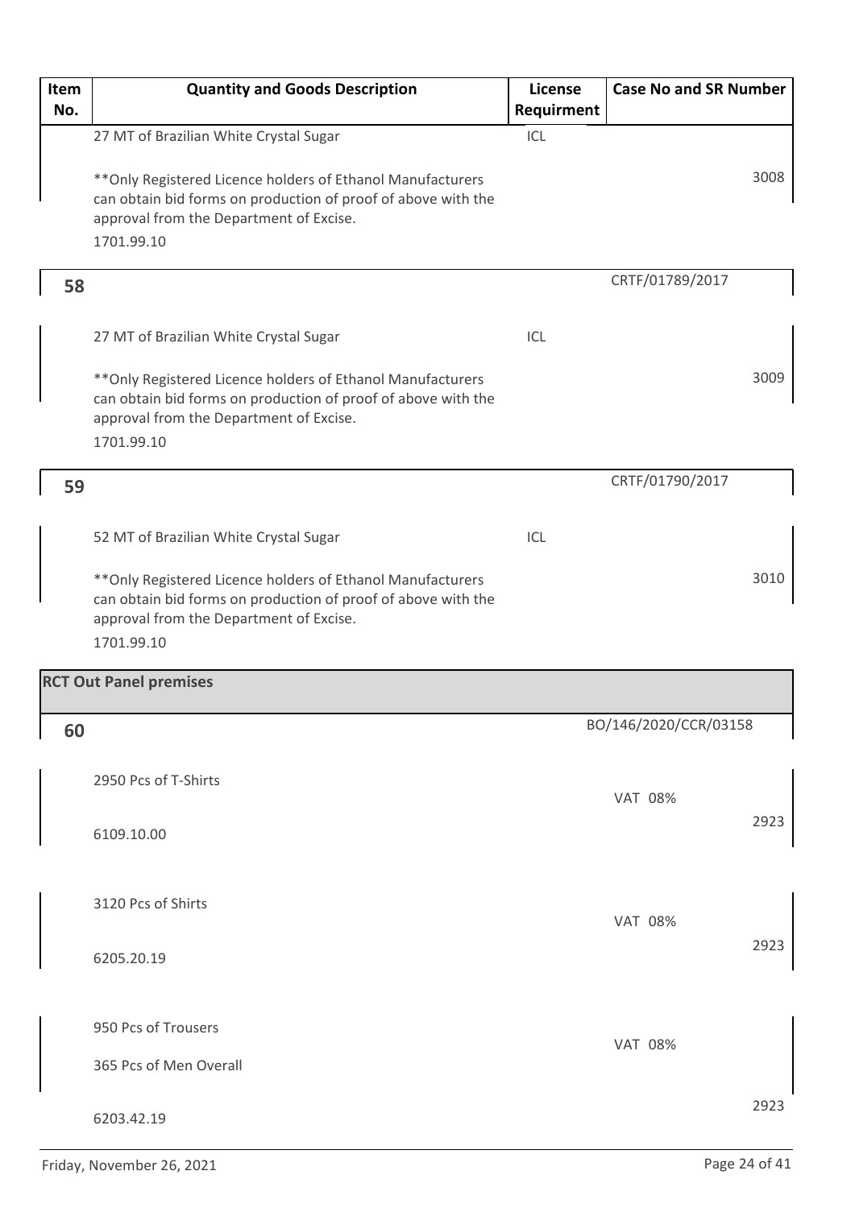| Item No. | Quantity and Goods Description | License Requirment | Case No and SR Number |
|---|---|---|---|
| | 27 MT of Brazilian White Crystal Sugar<br><br>**Only Registered Licence holders of Ethanol Manufacturers can obtain bid forms on production of proof of above with the approval from the Department of Excise.<br>1701.99.10 | ICL | 3008 |
| **58** | | | CRTF/01789/2017 |
| | 27 MT of Brazilian White Crystal Sugar<br><br>**Only Registered Licence holders of Ethanol Manufacturers can obtain bid forms on production of proof of above with the approval from the Department of Excise.<br>1701.99.10 | ICL | 3009 |
| **59** | | | CRTF/01790/2017 |
| | 52 MT of Brazilian White Crystal Sugar<br><br>**Only Registered Licence holders of Ethanol Manufacturers can obtain bid forms on production of proof of above with the approval from the Department of Excise.<br>1701.99.10 | ICL | 3010 |
| **RCT Out Panel premises** | | | |
| **60** | | | BO/146/2020/CCR/03158 |
| | 2950 Pcs of T-Shirts<br><br>6109.10.00 | | VAT 08%<br>2923 |
| | 3120 Pcs of Shirts<br><br>6205.20.19 | | VAT 08%<br>2923 |
| | 950 Pcs of Trousers<br>365 Pcs of Men Overall<br><br>6203.42.19 | | VAT 08%<br>2923 |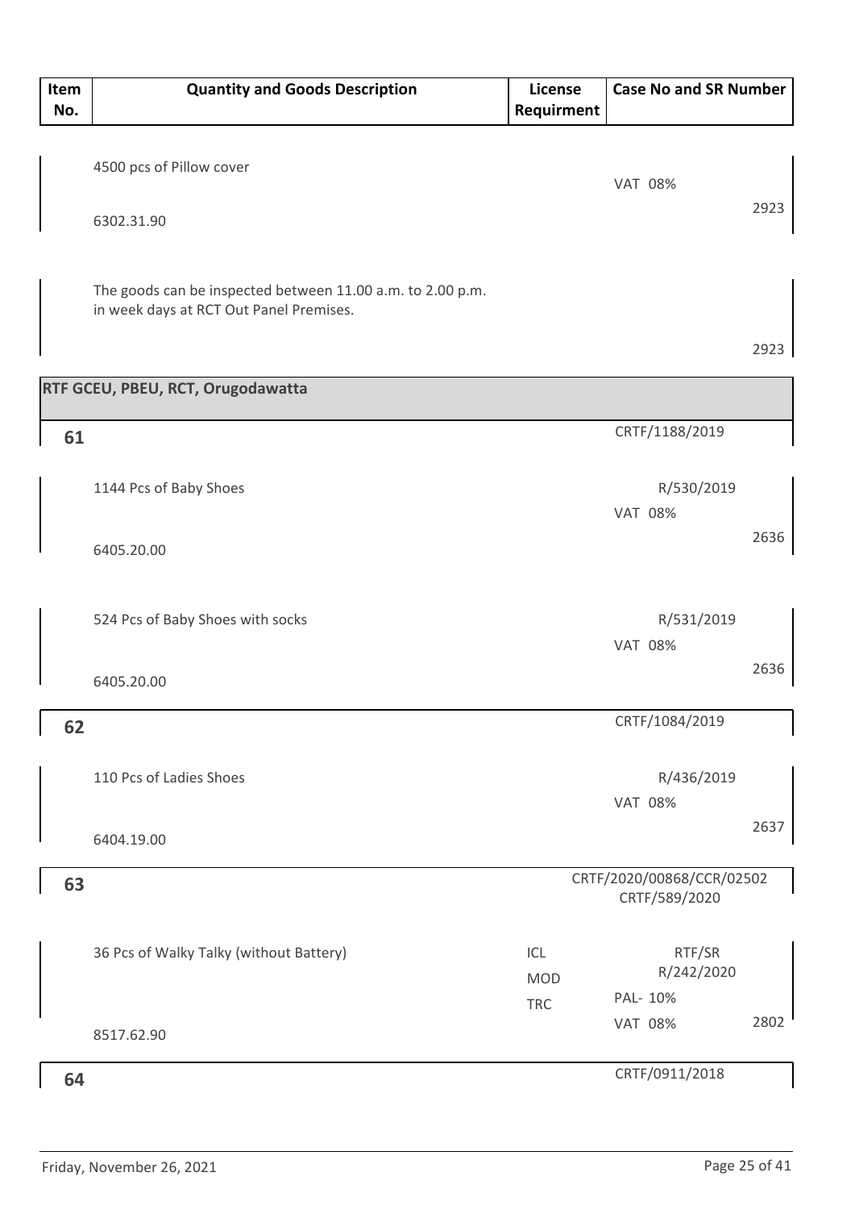| Item No. | Quantity and Goods Description | License Requirment | Case No and SR Number |
|---|---|---|---|
| | 4500 pcs of Pillow cover<br>6302.31.90 | | VAT 08%<br>2923 |
| | The goods can be inspected between 11.00 a.m. to 2.00 p.m. in week days at RCT Out Panel Premises. | | 2923 |
| **RTF GCEU, PBEU, RCT, Orugodawatta** | | | |
| **61** | | | CRTF/1188/2019 |
| | 1144 Pcs of Baby Shoes<br>6405.20.00 | | R/530/2019<br>VAT 08%<br>2636 |
| | 524 Pcs of Baby Shoes with socks<br>6405.20.00 | | R/531/2019<br>VAT 08%<br>2636 |
| **62** | | | CRTF/1084/2019 |
| | 110 Pcs of Ladies Shoes<br>6404.19.00 | | R/436/2019<br>VAT 08%<br>2637 |
| **63** | | | CRTF/2020/00868/CCR/02502<br>CRTF/589/2020 |
| | 36 Pcs of Walky Talky (without Battery)<br>8517.62.90 | ICL<br>MOD<br>TRC | RTF/SR<br>R/242/2020<br>PAL- 10%<br>VAT 08%<br>2802 |
| **64** | | | CRTF/0911/2018 |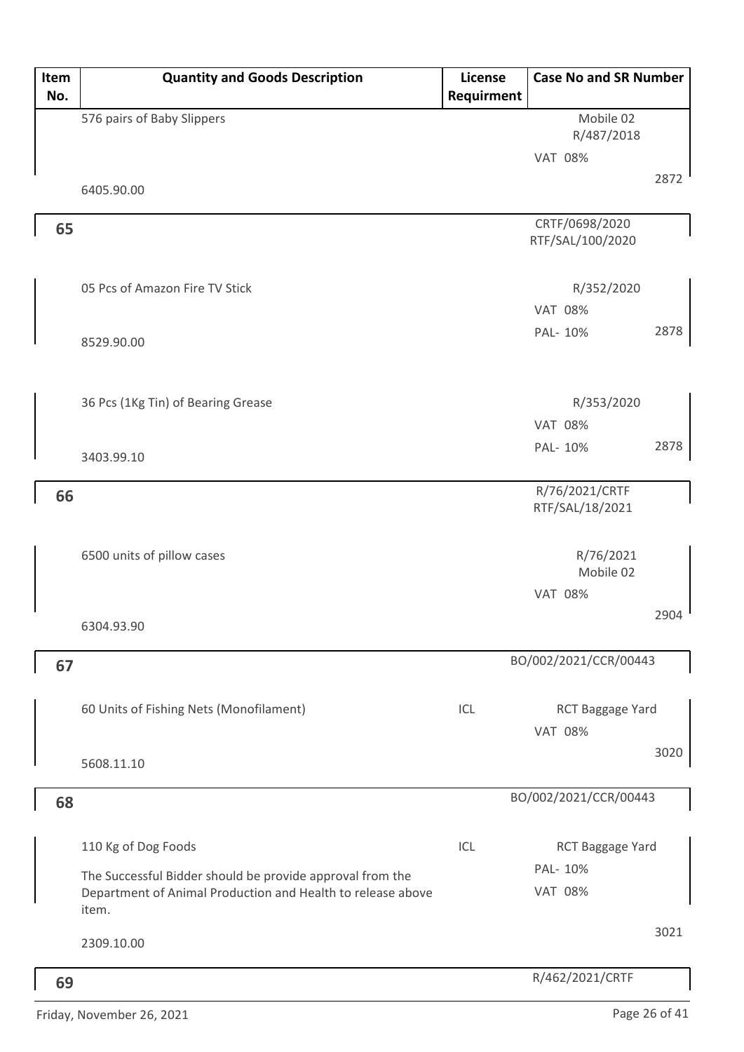| Item No. | Quantity and Goods Description | License Requirment | Case No and SR Number |
|---|---|---|---|
| | 576 pairs of Baby Slippers | | Mobile 02 R/487/2018 |
| | | | VAT 08% |
| | 6405.90.00 | | 2872 |
| **65** | | | CRTF/0698/2020 RTF/SAL/100/2020 |
| | 05 Pcs of Amazon Fire TV Stick | | R/352/2020 |
| | | | VAT 08% |
| | 8529.90.00 | | PAL- 10% 2878 |
| | 36 Pcs (1Kg Tin) of Bearing Grease | | R/353/2020 |
| | | | VAT 08% |
| | 3403.99.10 | | PAL- 10% 2878 |
| **66** | | | R/76/2021/CRTF RTF/SAL/18/2021 |
| | 6500 units of pillow cases | | R/76/2021 Mobile 02 |
| | | | VAT 08% |
| | 6304.93.90 | | 2904 |
| **67** | | | BO/002/2021/CCR/00443 |
| | 60 Units of Fishing Nets (Monofilament) | ICL | RCT Baggage Yard |
| | | | VAT 08% |
| | 5608.11.10 | | 3020 |
| **68** | | | BO/002/2021/CCR/00443 |
| | 110 Kg of Dog Foods | ICL | RCT Baggage Yard |
| | The Successful Bidder should be provide approval from the Department of Animal Production and Health to release above item. | | PAL- 10% VAT 08% |
| | 2309.10.00 | | 3021 |
| **69** | | | R/462/2021/CRTF |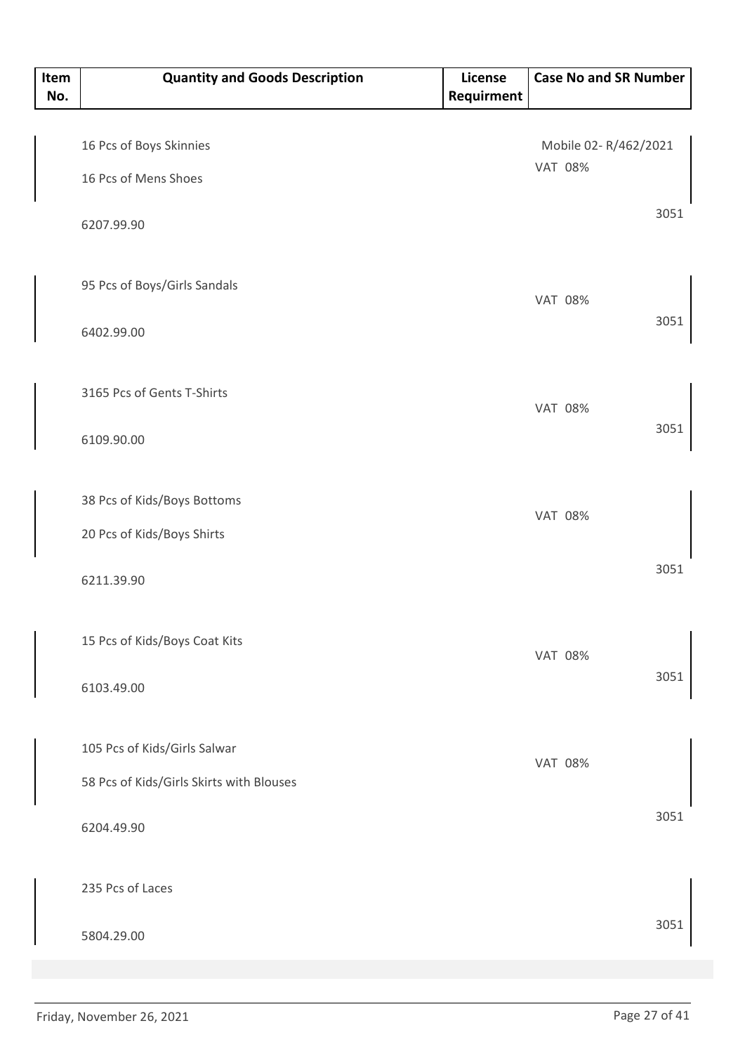| Item No. | Quantity and Goods Description | License Requirment | Case No and SR Number |
|---|---|---|---|
| | 16 Pcs of Boys Skinnies<br>16 Pcs of Mens Shoes<br>6207.99.90 | | Mobile 02- R/462/2021<br>VAT 08%<br>3051 |
| | 95 Pcs of Boys/Girls Sandals<br>6402.99.00 | | VAT 08%<br>3051 |
| | 3165 Pcs of Gents T-Shirts<br>6109.90.00 | | VAT 08%<br>3051 |
| | 38 Pcs of Kids/Boys Bottoms<br>20 Pcs of Kids/Boys Shirts<br>6211.39.90 | | VAT 08%<br>3051 |
| | 15 Pcs of Kids/Boys Coat Kits<br>6103.49.00 | | VAT 08%<br>3051 |
| | 105 Pcs of Kids/Girls Salwar<br>58 Pcs of Kids/Girls Skirts with Blouses<br>6204.49.90 | | VAT 08%<br>3051 |
| | 235 Pcs of Laces<br>5804.29.00 | | 3051 |

Friday, November 26, 2021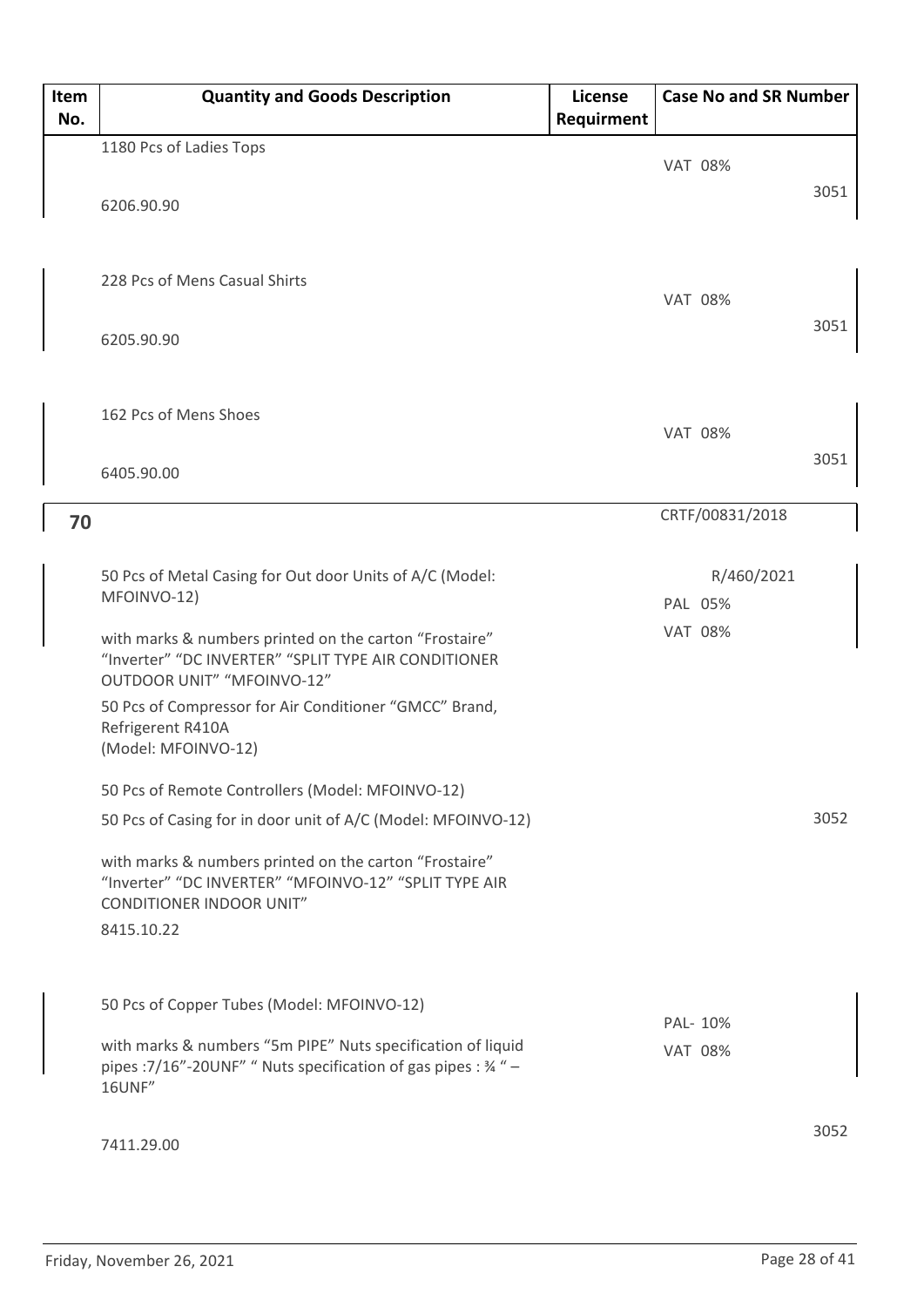| Item No. | Quantity and Goods Description | License Requirment | Case No and SR Number |
|---|---|---|---|
| | 1180 Pcs of Ladies Tops<br><br>6206.90.90 | | VAT 08%<br><br>3051 |
| | 228 Pcs of Mens Casual Shirts<br><br>6205.90.90 | | VAT 08%<br><br>3051 |
| | 162 Pcs of Mens Shoes<br><br>6405.90.00 | | VAT 08%<br><br>3051 |
| **70** | | | CRTF/00831/2018 |
| | 50 Pcs of Metal Casing for Out door Units of A/C (Model: MFOINVO-12)<br><br>with marks & numbers printed on the carton "Frostaire" "Inverter" "DC INVERTER" "SPLIT TYPE AIR CONDITIONER OUTDOOR UNIT" "MFOINVO-12"<br><br>50 Pcs of Compressor for Air Conditioner "GMCC" Brand, Refrigerent R410A (Model: MFOINVO-12)<br><br>50 Pcs of Remote Controllers (Model: MFOINVO-12)<br><br>50 Pcs of Casing for in door unit of A/C (Model: MFOINVO-12)<br><br>with marks & numbers printed on the carton "Frostaire" "Inverter" "DC INVERTER" "MFOINVO-12" "SPLIT TYPE AIR CONDITIONER INDOOR UNIT"<br><br>8415.10.22 | | R/460/2021<br>PAL 05%<br>VAT 08%<br><br>3052 |
| | 50 Pcs of Copper Tubes (Model: MFOINVO-12)<br><br>with marks & numbers "5m PIPE" Nuts specification of liquid pipes :7/16"-20UNF" " Nuts specification of gas pipes : ¾ " – 16UNF"<br><br>7411.29.00 | | PAL- 10%<br>VAT 08%<br><br>3052 |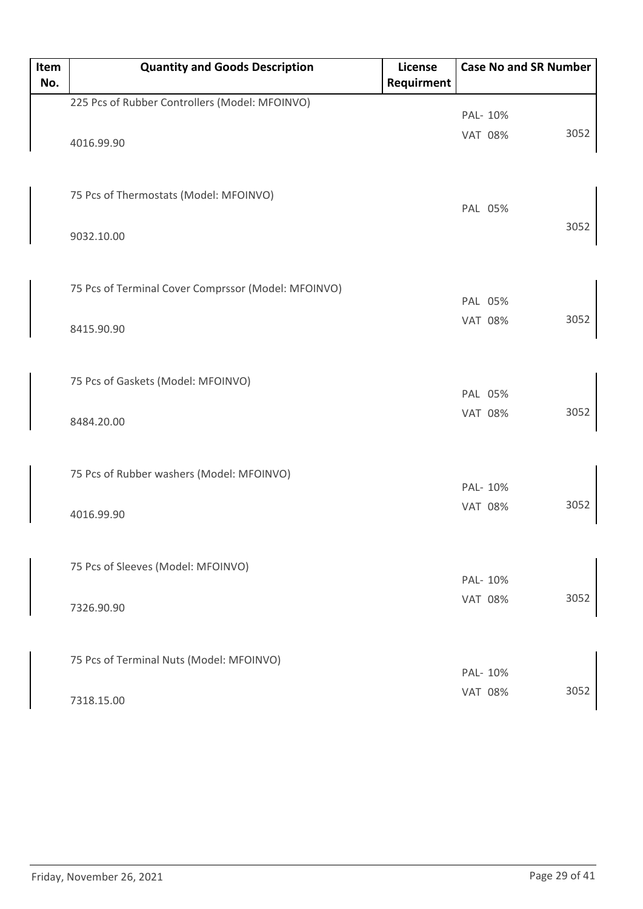| Item No. | Quantity and Goods Description | License Requirment | Case No and SR Number |
|---|---|---|---|
| | 225 Pcs of Rubber Controllers (Model: MFOINVO)<br><br>4016.99.90 | | PAL- 10%<br>VAT 08% 3052 |
| | 75 Pcs of Thermostats (Model: MFOINVO)<br><br>9032.10.00 | | PAL 05% 3052 |
| | 75 Pcs of Terminal Cover Comprssor (Model: MFOINVO)<br><br>8415.90.90 | | PAL 05%<br>VAT 08% 3052 |
| | 75 Pcs of Gaskets (Model: MFOINVO)<br><br>8484.20.00 | | PAL 05%<br>VAT 08% 3052 |
| | 75 Pcs of Rubber washers (Model: MFOINVO)<br><br>4016.99.90 | | PAL- 10%<br>VAT 08% 3052 |
| | 75 Pcs of Sleeves (Model: MFOINVO)<br><br>7326.90.90 | | PAL- 10%<br>VAT 08% 3052 |
| | 75 Pcs of Terminal Nuts (Model: MFOINVO)<br><br>7318.15.00 | | PAL- 10%<br>VAT 08% 3052 |

Friday, November 26, 2021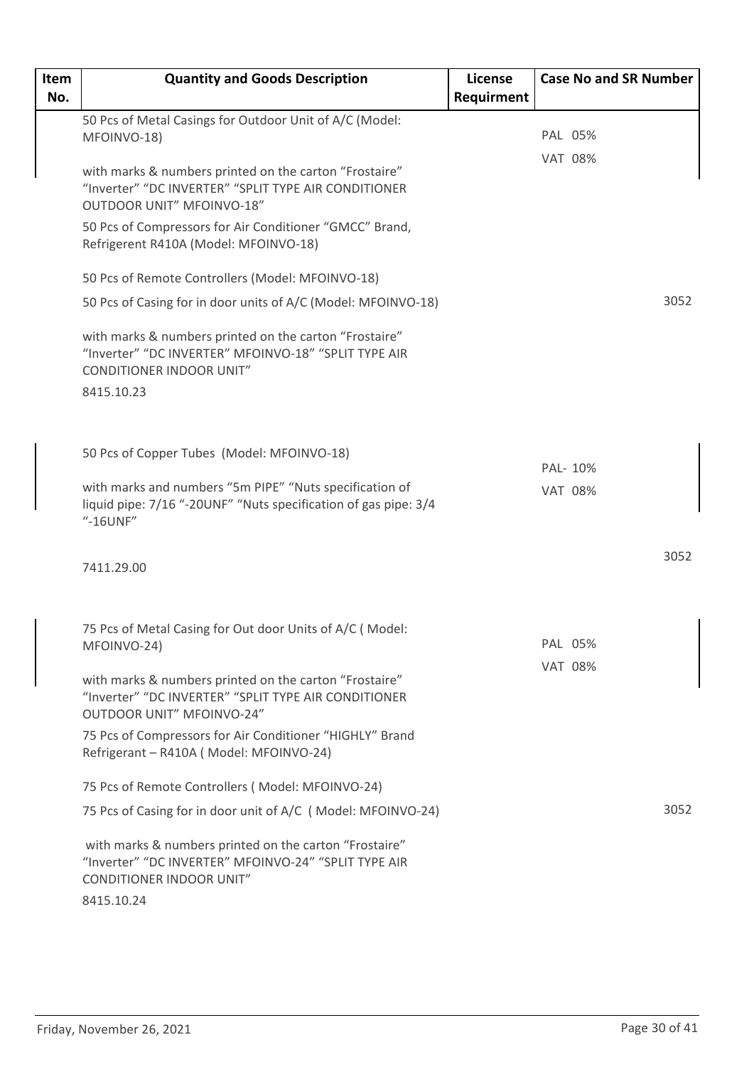| Item No. | Quantity and Goods Description | License Requirment | Case No and SR Number |
|---|---|---|---|
| | 50 Pcs of Metal Casings for Outdoor Unit of A/C (Model: MFOINVO-18)<br><br>with marks & numbers printed on the carton "Frostaire" "Inverter" "DC INVERTER" "SPLIT TYPE AIR CONDITIONER OUTDOOR UNIT" MFOINVO-18"<br><br>50 Pcs of Compressors for Air Conditioner "GMCC" Brand, Refrigerent R410A (Model: MFOINVO-18)<br><br>50 Pcs of Remote Controllers (Model: MFOINVO-18)<br><br>50 Pcs of Casing for in door units of A/C (Model: MFOINVO-18)<br><br>with marks & numbers printed on the carton "Frostaire" "Inverter" "DC INVERTER" MFOINVO-18" "SPLIT TYPE AIR CONDITIONER INDOOR UNIT"<br><br>8415.10.23 | | PAL 05%<br>VAT 08%<br><br>3052 |
| | 50 Pcs of Copper Tubes (Model: MFOINVO-18)<br><br>with marks and numbers "5m PIPE" "Nuts specification of liquid pipe: 7/16 "-20UNF" "Nuts specification of gas pipe: 3/4 "-16UNF"<br><br>7411.29.00 | | PAL- 10%<br>VAT 08%<br><br>3052 |
| | 75 Pcs of Metal Casing for Out door Units of A/C ( Model: MFOINVO-24)<br><br>with marks & numbers printed on the carton "Frostaire" "Inverter" "DC INVERTER" "SPLIT TYPE AIR CONDITIONER OUTDOOR UNIT" MFOINVO-24"<br><br>75 Pcs of Compressors for Air Conditioner "HIGHLY" Brand Refrigerant – R410A ( Model: MFOINVO-24)<br><br>75 Pcs of Remote Controllers ( Model: MFOINVO-24)<br><br>75 Pcs of Casing for in door unit of A/C ( Model: MFOINVO-24)<br><br>with marks & numbers printed on the carton "Frostaire" "Inverter" "DC INVERTER" MFOINVO-24" "SPLIT TYPE AIR CONDITIONER INDOOR UNIT"<br><br>8415.10.24 | | PAL 05%<br>VAT 08%<br><br>3052 |

Friday, November 26, 2021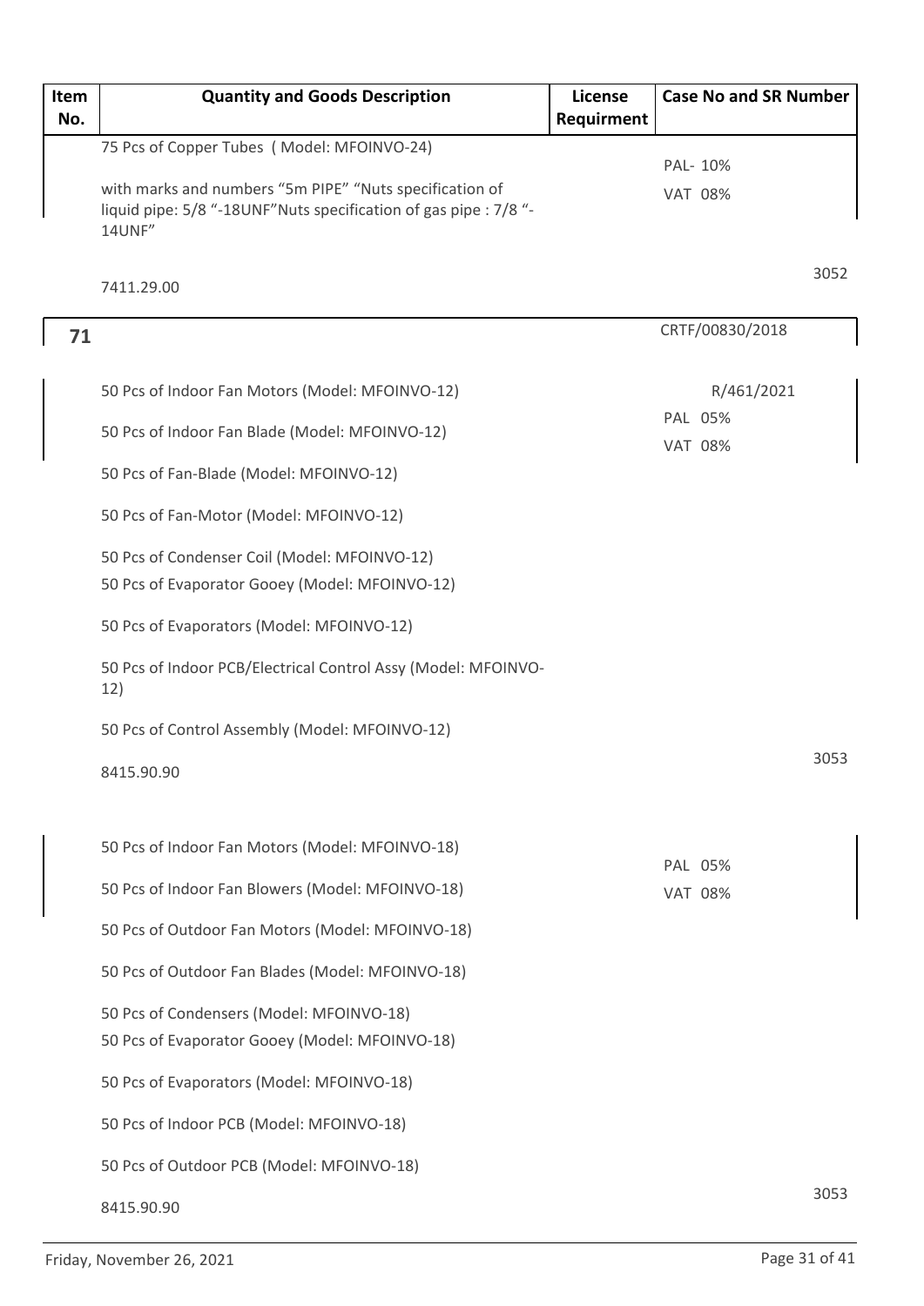| Item No. | Quantity and Goods Description | License Requirment | Case No and SR Number |
|---|---|---|---|
| | 75 Pcs of Copper Tubes ( Model: MFOINVO-24)<br><br>with marks and numbers "5m PIPE" "Nuts specification of liquid pipe: 5/8 "-18UNF"Nuts specification of gas pipe : 7/8 "-14UNF"<br><br>7411.29.00 | | PAL- 10%<br>VAT 08%<br><br>3052 |
| **71** | | | CRTF/00830/2018 |
| | 50 Pcs of Indoor Fan Motors (Model: MFOINVO-12)<br><br>50 Pcs of Indoor Fan Blade (Model: MFOINVO-12)<br><br>50 Pcs of Fan-Blade (Model: MFOINVO-12)<br><br>50 Pcs of Fan-Motor (Model: MFOINVO-12)<br><br>50 Pcs of Condenser Coil (Model: MFOINVO-12)<br>50 Pcs of Evaporator Gooey (Model: MFOINVO-12)<br><br>50 Pcs of Evaporators (Model: MFOINVO-12)<br><br>50 Pcs of Indoor PCB/Electrical Control Assy (Model: MFOINVO-12)<br><br>50 Pcs of Control Assembly (Model: MFOINVO-12)<br><br>8415.90.90 | | R/461/2021<br>PAL 05%<br>VAT 08%<br><br>3053 |
| | 50 Pcs of Indoor Fan Motors (Model: MFOINVO-18)<br><br>50 Pcs of Indoor Fan Blowers (Model: MFOINVO-18)<br><br>50 Pcs of Outdoor Fan Motors (Model: MFOINVO-18)<br><br>50 Pcs of Outdoor Fan Blades (Model: MFOINVO-18)<br><br>50 Pcs of Condensers (Model: MFOINVO-18)<br>50 Pcs of Evaporator Gooey (Model: MFOINVO-18)<br><br>50 Pcs of Evaporators (Model: MFOINVO-18)<br><br>50 Pcs of Indoor PCB (Model: MFOINVO-18)<br><br>50 Pcs of Outdoor PCB (Model: MFOINVO-18)<br><br>8415.90.90 | | PAL 05%<br>VAT 08%<br><br>3053 |

Friday, November 26, 2021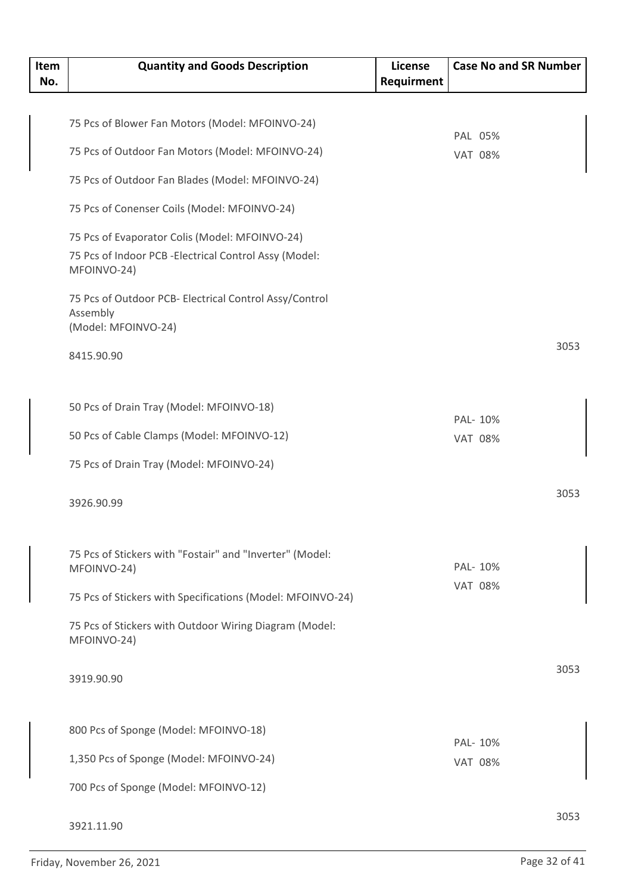| Item No. | Quantity and Goods Description | License Requirment | Case No and SR Number |
|---|---|---|---|
| | 75 Pcs of Blower Fan Motors (Model: MFOINVO-24)<br>75 Pcs of Outdoor Fan Motors (Model: MFOINVO-24)<br>75 Pcs of Outdoor Fan Blades (Model: MFOINVO-24)<br>75 Pcs of Conenser Coils (Model: MFOINVO-24)<br>75 Pcs of Evaporator Colis (Model: MFOINVO-24)<br>75 Pcs of Indoor PCB -Electrical Control Assy (Model: MFOINVO-24)<br>75 Pcs of Outdoor PCB- Electrical Control Assy/Control Assembly (Model: MFOINVO-24)<br>8415.90.90 | | PAL 05%<br>VAT 08%<br>3053 |
| | 50 Pcs of Drain Tray (Model: MFOINVO-18)<br>50 Pcs of Cable Clamps (Model: MFOINVO-12)<br>75 Pcs of Drain Tray (Model: MFOINVO-24)<br>3926.90.99 | | PAL- 10%<br>VAT 08%<br>3053 |
| | 75 Pcs of Stickers with "Fostair" and "Inverter" (Model: MFOINVO-24)<br>75 Pcs of Stickers with Specifications (Model: MFOINVO-24)<br>75 Pcs of Stickers with Outdoor Wiring Diagram (Model: MFOINVO-24)<br>3919.90.90 | | PAL- 10%<br>VAT 08%<br>3053 |
| | 800 Pcs of Sponge (Model: MFOINVO-18)<br>1,350 Pcs of Sponge (Model: MFOINVO-24)<br>700 Pcs of Sponge (Model: MFOINVO-12)<br>3921.11.90 | | PAL- 10%<br>VAT 08%<br>3053 |

Friday, November 26, 2021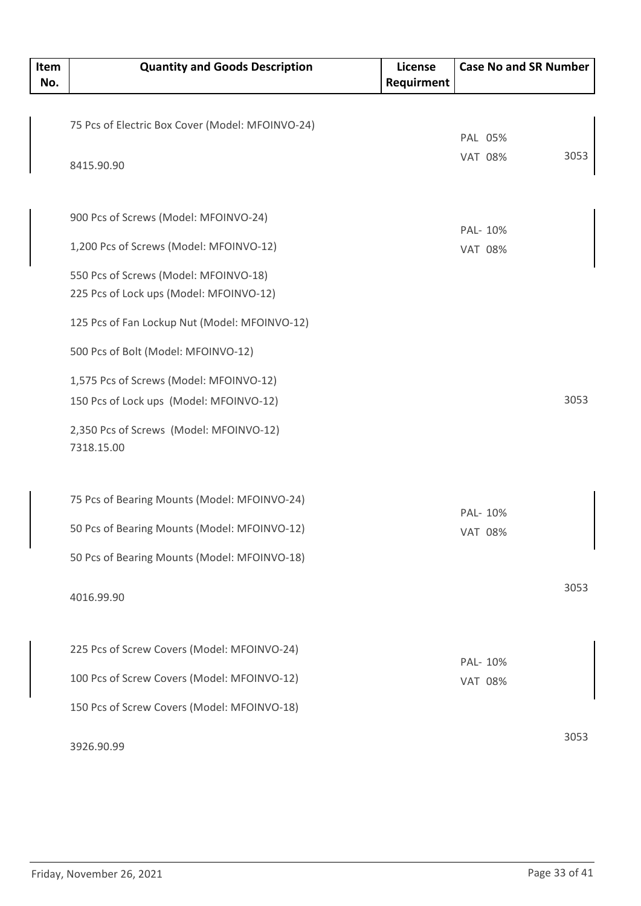| Item No. | Quantity and Goods Description | License Requirment | Case No and SR Number |
|---|---|---|---|
| | 75 Pcs of Electric Box Cover (Model: MFOINVO-24)<br><br>8415.90.90 | | PAL 05%<br>VAT 08% 3053 |
| | 900 Pcs of Screws (Model: MFOINVO-24)<br>1,200 Pcs of Screws (Model: MFOINVO-12)<br>550 Pcs of Screws (Model: MFOINVO-18)<br>225 Pcs of Lock ups (Model: MFOINVO-12)<br>125 Pcs of Fan Lockup Nut (Model: MFOINVO-12)<br>500 Pcs of Bolt (Model: MFOINVO-12)<br>1,575 Pcs of Screws (Model: MFOINVO-12)<br>150 Pcs of Lock ups (Model: MFOINVO-12)<br>2,350 Pcs of Screws (Model: MFOINVO-12)<br>7318.15.00 | | PAL- 10%<br>VAT 08%<br><br>3053 |
| | 75 Pcs of Bearing Mounts (Model: MFOINVO-24)<br>50 Pcs of Bearing Mounts (Model: MFOINVO-12)<br>50 Pcs of Bearing Mounts (Model: MFOINVO-18)<br><br>4016.99.90 | | PAL- 10%<br>VAT 08%<br><br>3053 |
| | 225 Pcs of Screw Covers (Model: MFOINVO-24)<br>100 Pcs of Screw Covers (Model: MFOINVO-12)<br>150 Pcs of Screw Covers (Model: MFOINVO-18)<br><br>3926.90.99 | | PAL- 10%<br>VAT 08%<br><br>3053 |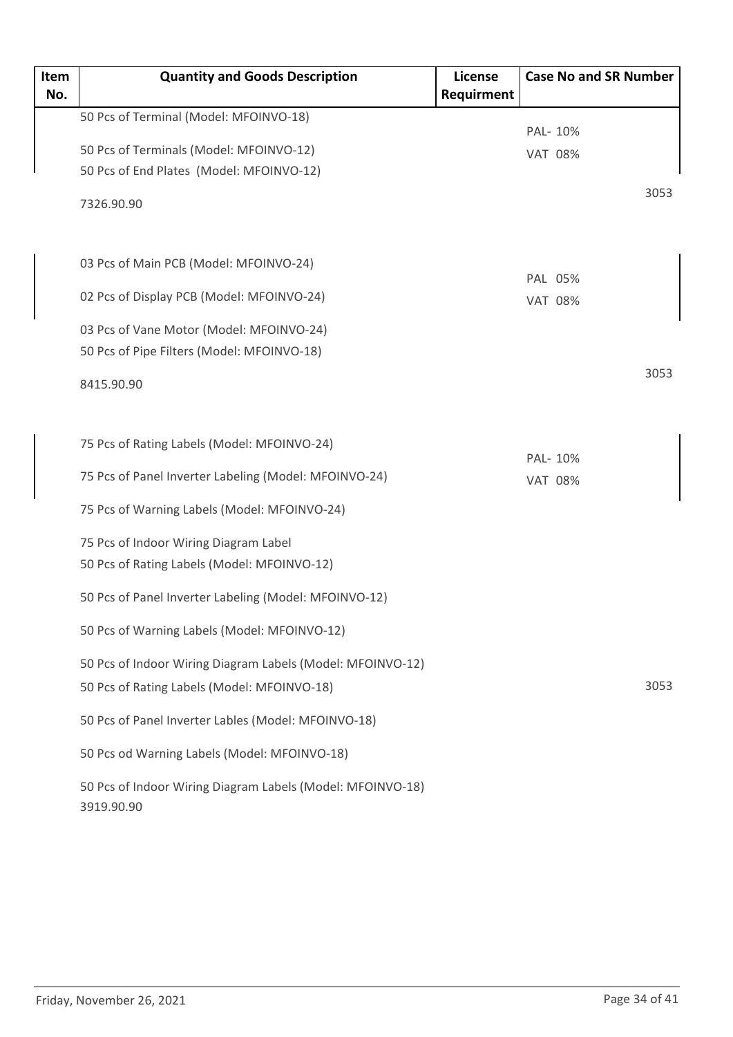| Item No. | Quantity and Goods Description | License Requirment | Case No and SR Number |
|---|---|---|---|
| | 50 Pcs of Terminal (Model: MFOINVO-18)<br>50 Pcs of Terminals (Model: MFOINVO-12)<br>50 Pcs of End Plates (Model: MFOINVO-12)<br>7326.90.90 | | PAL- 10%<br>VAT 08%<br>3053 |
| | 03 Pcs of Main PCB (Model: MFOINVO-24)<br>02 Pcs of Display PCB (Model: MFOINVO-24)<br>03 Pcs of Vane Motor (Model: MFOINVO-24)<br>50 Pcs of Pipe Filters (Model: MFOINVO-18)<br>8415.90.90 | | PAL 05%<br>VAT 08%<br>3053 |
| | 75 Pcs of Rating Labels (Model: MFOINVO-24)<br>75 Pcs of Panel Inverter Labeling (Model: MFOINVO-24)<br>75 Pcs of Warning Labels (Model: MFOINVO-24)<br>75 Pcs of Indoor Wiring Diagram Label<br>50 Pcs of Rating Labels (Model: MFOINVO-12)<br>50 Pcs of Panel Inverter Labeling (Model: MFOINVO-12)<br>50 Pcs of Warning Labels (Model: MFOINVO-12)<br>50 Pcs of Indoor Wiring Diagram Labels (Model: MFOINVO-12)<br>50 Pcs of Rating Labels (Model: MFOINVO-18)<br>50 Pcs of Panel Inverter Lables (Model: MFOINVO-18)<br>50 Pcs od Warning Labels (Model: MFOINVO-18)<br>50 Pcs of Indoor Wiring Diagram Labels (Model: MFOINVO-18)<br>3919.90.90 | | PAL- 10%<br>VAT 08%<br>3053 |

Friday, November 26, 2021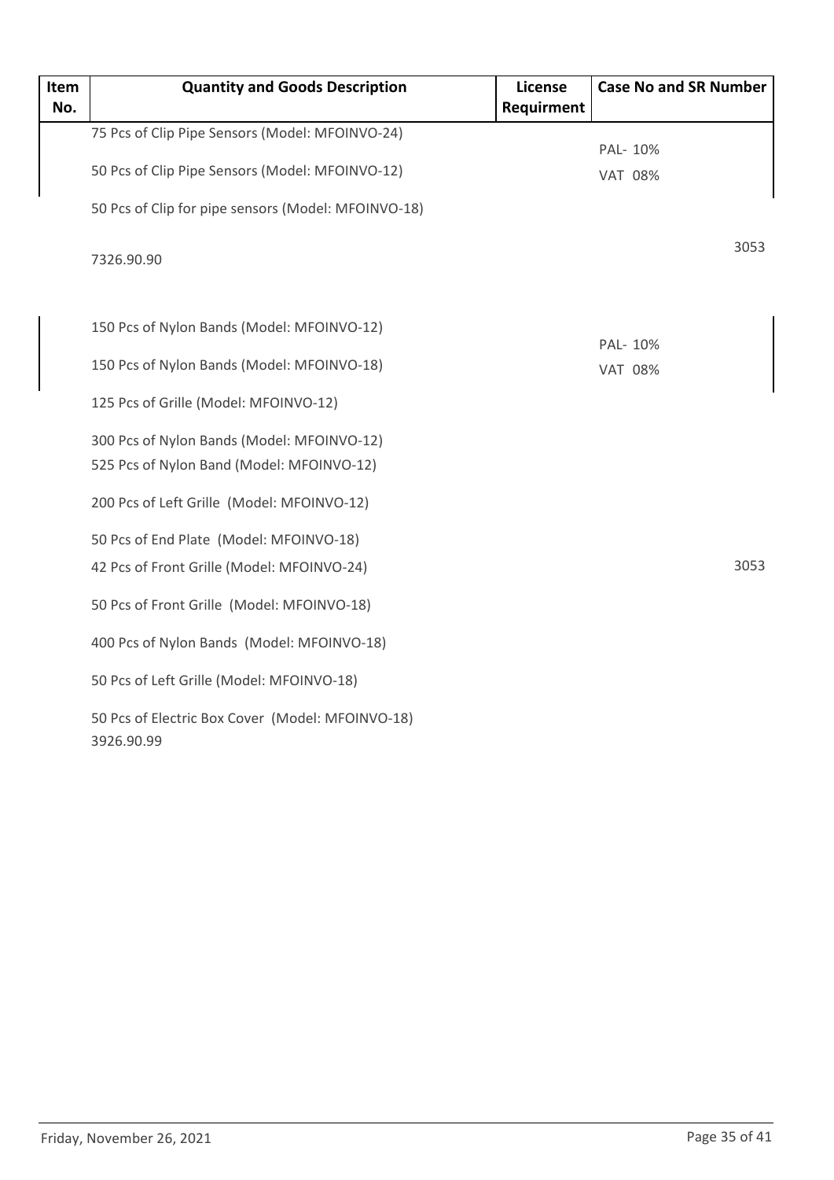| Item No. | Quantity and Goods Description | License Requirment | Case No and SR Number |
|---|---|---|---|
| | 75 Pcs of Clip Pipe Sensors (Model: MFOINVO-24)<br>50 Pcs of Clip Pipe Sensors (Model: MFOINVO-12)<br>50 Pcs of Clip for pipe sensors (Model: MFOINVO-18)<br>7326.90.90 | | PAL- 10%<br>VAT 08%<br>3053 |
| | 150 Pcs of Nylon Bands (Model: MFOINVO-12)<br>150 Pcs of Nylon Bands (Model: MFOINVO-18)<br>125 Pcs of Grille (Model: MFOINVO-12)<br>300 Pcs of Nylon Bands (Model: MFOINVO-12)<br>525 Pcs of Nylon Band (Model: MFOINVO-12)<br>200 Pcs of Left Grille (Model: MFOINVO-12)<br>50 Pcs of End Plate (Model: MFOINVO-18)<br>42 Pcs of Front Grille (Model: MFOINVO-24)<br>50 Pcs of Front Grille (Model: MFOINVO-18)<br>400 Pcs of Nylon Bands (Model: MFOINVO-18)<br>50 Pcs of Left Grille (Model: MFOINVO-18)<br>50 Pcs of Electric Box Cover (Model: MFOINVO-18)<br>3926.90.99 | | PAL- 10%<br>VAT 08%<br>3053 |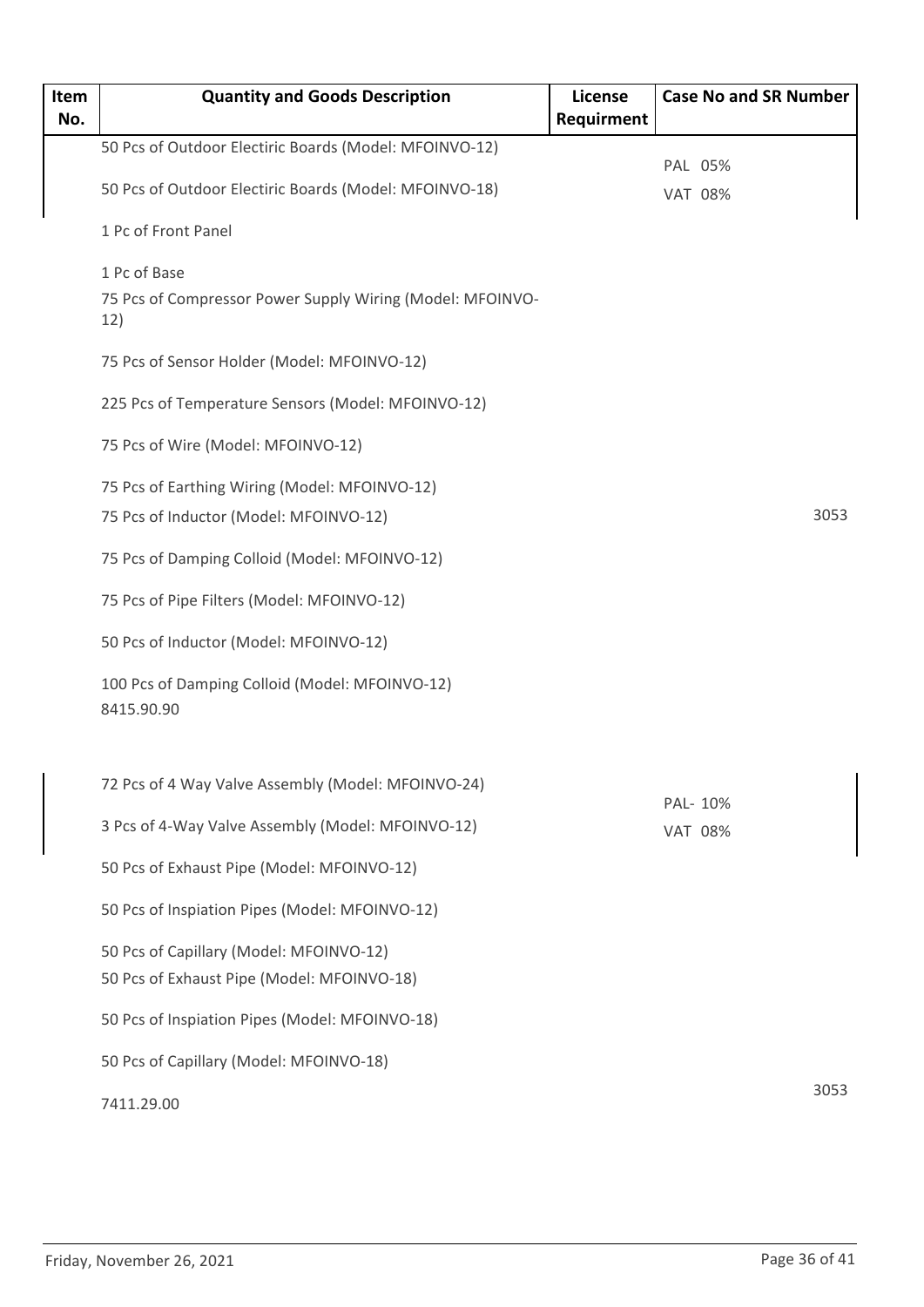| Item No. | Quantity and Goods Description | License Requirment | Case No and SR Number |
|---|---|---|---|
| | 50 Pcs of Outdoor Electiric Boards (Model: MFOINVO-12)<br><br>50 Pcs of Outdoor Electiric Boards (Model: MFOINVO-18)<br><br>1 Pc of Front Panel<br><br>1 Pc of Base<br><br>75 Pcs of Compressor Power Supply Wiring (Model: MFOINVO-12)<br><br>75 Pcs of Sensor Holder (Model: MFOINVO-12)<br><br>225 Pcs of Temperature Sensors (Model: MFOINVO-12)<br><br>75 Pcs of Wire (Model: MFOINVO-12)<br><br>75 Pcs of Earthing Wiring (Model: MFOINVO-12)<br><br>75 Pcs of Inductor (Model: MFOINVO-12)<br><br>75 Pcs of Damping Colloid (Model: MFOINVO-12)<br><br>75 Pcs of Pipe Filters (Model: MFOINVO-12)<br><br>50 Pcs of Inductor (Model: MFOINVO-12)<br><br>100 Pcs of Damping Colloid (Model: MFOINVO-12)<br><br>8415.90.90 | | PAL 05%<br>VAT 08%<br><br>3053 |
| | 72 Pcs of 4 Way Valve Assembly (Model: MFOINVO-24)<br><br>3 Pcs of 4-Way Valve Assembly (Model: MFOINVO-12)<br><br>50 Pcs of Exhaust Pipe (Model: MFOINVO-12)<br><br>50 Pcs of Inspiation Pipes (Model: MFOINVO-12)<br><br>50 Pcs of Capillary (Model: MFOINVO-12)<br><br>50 Pcs of Exhaust Pipe (Model: MFOINVO-18)<br><br>50 Pcs of Inspiation Pipes (Model: MFOINVO-18)<br><br>50 Pcs of Capillary (Model: MFOINVO-18)<br><br>7411.29.00 | | PAL- 10%<br>VAT 08%<br><br>3053 |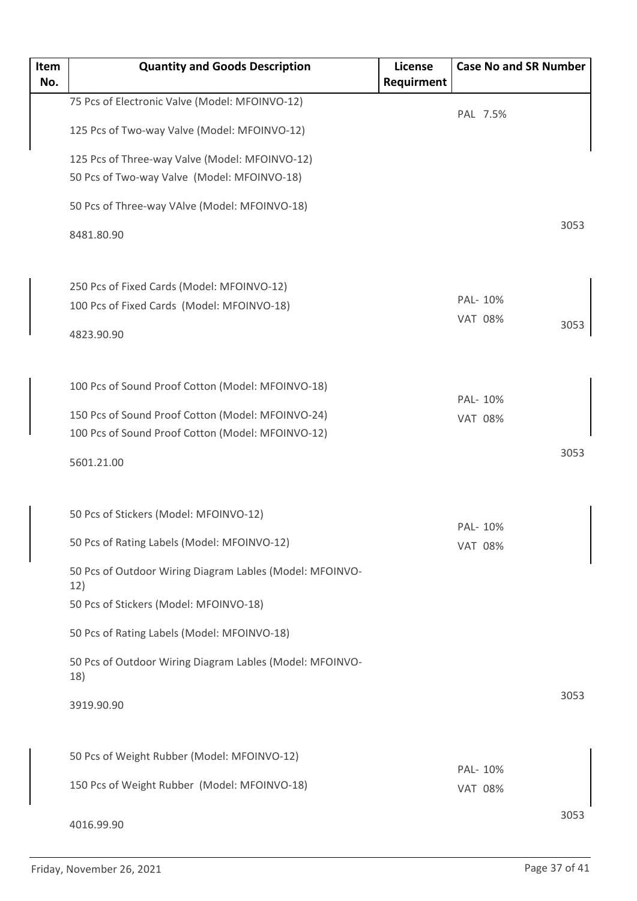| Item No. | Quantity and Goods Description | License Requirment | Case No and SR Number |
|---|---|---|---|
| | 75 Pcs of Electronic Valve (Model: MFOINVO-12)<br>125 Pcs of Two-way Valve (Model: MFOINVO-12)<br>125 Pcs of Three-way Valve (Model: MFOINVO-12)<br>50 Pcs of Two-way Valve (Model: MFOINVO-18)<br>50 Pcs of Three-way VAlve (Model: MFOINVO-18)<br>8481.80.90 | | PAL 7.5%<br>3053 |
| | 250 Pcs of Fixed Cards (Model: MFOINVO-12)<br>100 Pcs of Fixed Cards (Model: MFOINVO-18)<br>4823.90.90 | | PAL- 10%<br>VAT 08%<br>3053 |
| | 100 Pcs of Sound Proof Cotton (Model: MFOINVO-18)<br>150 Pcs of Sound Proof Cotton (Model: MFOINVO-24)<br>100 Pcs of Sound Proof Cotton (Model: MFOINVO-12)<br>5601.21.00 | | PAL- 10%<br>VAT 08%<br>3053 |
| | 50 Pcs of Stickers (Model: MFOINVO-12)<br>50 Pcs of Rating Labels (Model: MFOINVO-12)<br>50 Pcs of Outdoor Wiring Diagram Lables (Model: MFOINVO-12)<br>50 Pcs of Stickers (Model: MFOINVO-18)<br>50 Pcs of Rating Labels (Model: MFOINVO-18)<br>50 Pcs of Outdoor Wiring Diagram Lables (Model: MFOINVO-18)<br>3919.90.90 | | PAL- 10%<br>VAT 08%<br>3053 |
| | 50 Pcs of Weight Rubber (Model: MFOINVO-12)<br>150 Pcs of Weight Rubber (Model: MFOINVO-18)<br>4016.99.90 | | PAL- 10%<br>VAT 08%<br>3053 |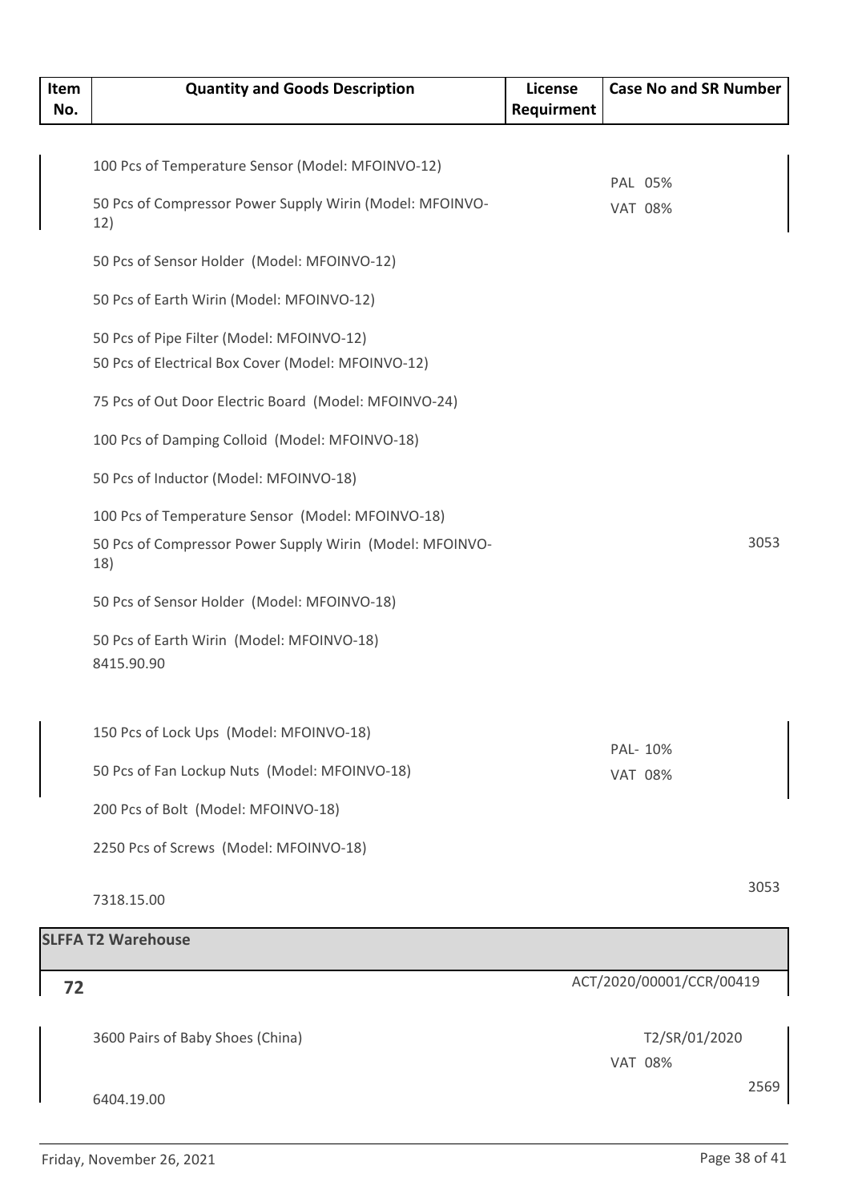| Item No. | Quantity and Goods Description | License Requirment | Case No and SR Number |
|---|---|---|---|
| | 100 Pcs of Temperature Sensor (Model: MFOINVO-12)<br>50 Pcs of Compressor Power Supply Wirin (Model: MFOINVO-12)<br>50 Pcs of Sensor Holder (Model: MFOINVO-12)<br>50 Pcs of Earth Wirin (Model: MFOINVO-12)<br>50 Pcs of Pipe Filter (Model: MFOINVO-12)<br>50 Pcs of Electrical Box Cover (Model: MFOINVO-12)<br>75 Pcs of Out Door Electric Board (Model: MFOINVO-24)<br>100 Pcs of Damping Colloid (Model: MFOINVO-18)<br>50 Pcs of Inductor (Model: MFOINVO-18)<br>100 Pcs of Temperature Sensor (Model: MFOINVO-18)<br>50 Pcs of Compressor Power Supply Wirin (Model: MFOINVO-18)<br>50 Pcs of Sensor Holder (Model: MFOINVO-18)<br>50 Pcs of Earth Wirin (Model: MFOINVO-18)<br>8415.90.90 | | PAL 05%<br>VAT 08%<br>3053 |
| | 150 Pcs of Lock Ups (Model: MFOINVO-18)<br>50 Pcs of Fan Lockup Nuts (Model: MFOINVO-18)<br>200 Pcs of Bolt (Model: MFOINVO-18)<br>2250 Pcs of Screws (Model: MFOINVO-18)<br>7318.15.00 | | PAL- 10%<br>VAT 08%<br>3053 |
| **SLFFA T2 Warehouse** | | | |
| **72** | | | ACT/2020/00001/CCR/00419 |
| | 3600 Pairs of Baby Shoes (China)<br>6404.19.00 | | T2/SR/01/2020<br>VAT 08%<br>2569 |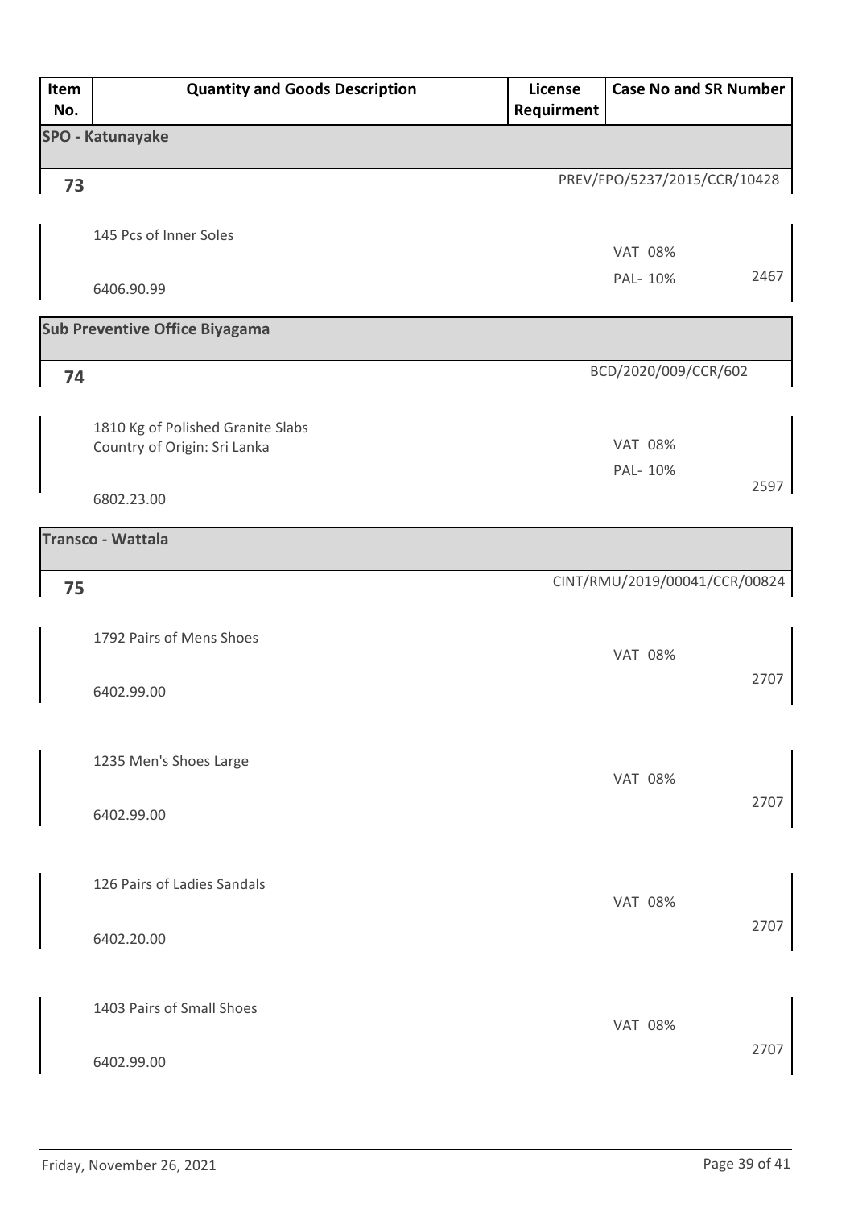| Item No. | Quantity and Goods Description | License Requirment | Case No and SR Number | |
|---|---|---|---|---|
| **SPO - Katunayake** | | | | |
| **73** | | | PREV/FPO/5237/2015/CCR/10428 | |
| | 145 Pcs of Inner Soles<br>6406.90.99 | | VAT 08%<br>PAL- 10% | 2467 |
| **Sub Preventive Office Biyagama** | | | | |
| **74** | | | BCD/2020/009/CCR/602 | |
| | 1810 Kg of Polished Granite Slabs<br>Country of Origin: Sri Lanka<br>6802.23.00 | | VAT 08%<br>PAL- 10% | 2597 |
| **Transco - Wattala** | | | | |
| **75** | | | CINT/RMU/2019/00041/CCR/00824 | |
| | 1792 Pairs of Mens Shoes<br>6402.99.00 | | VAT 08% | 2707 |
| | 1235 Men's Shoes Large<br>6402.99.00 | | VAT 08% | 2707 |
| | 126 Pairs of Ladies Sandals<br>6402.20.00 | | VAT 08% | 2707 |
| | 1403 Pairs of Small Shoes<br>6402.99.00 | | VAT 08% | 2707 |

Friday, November 26, 2021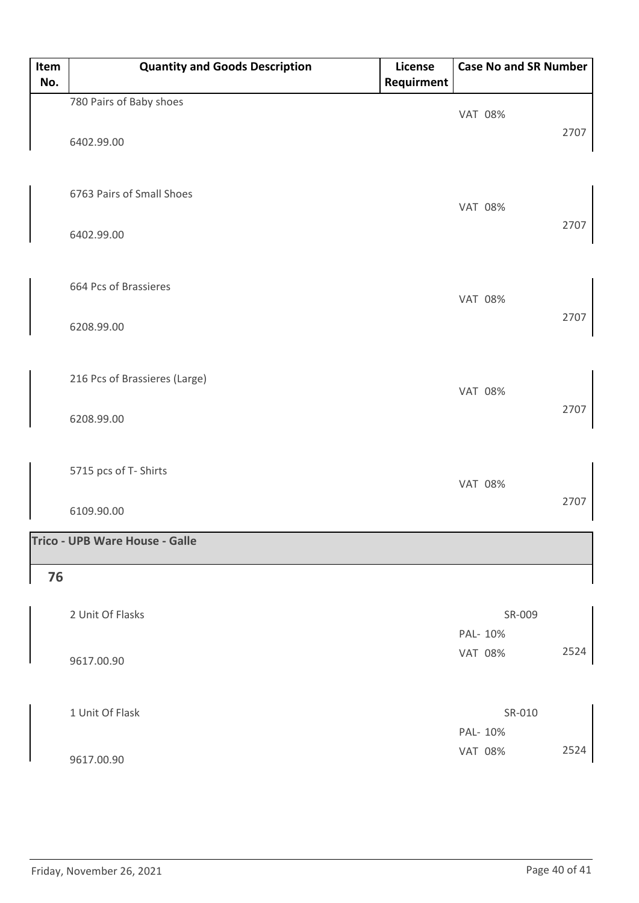| Item No. | Quantity and Goods Description | License Requirment | Case No and SR Number |
|---|---|---|---|
| | 780 Pairs of Baby shoes<br>6402.99.00 | | VAT 08%<br>2707 |
| | 6763 Pairs of Small Shoes<br>6402.99.00 | | VAT 08%<br>2707 |
| | 664 Pcs of Brassieres<br>6208.99.00 | | VAT 08%<br>2707 |
| | 216 Pcs of Brassieres (Large)<br>6208.99.00 | | VAT 08%<br>2707 |
| | 5715 pcs of T- Shirts<br>6109.90.00 | | VAT 08%<br>2707 |
| **Trico - UPB Ware House - Galle** | | | |
| **76** | | | |
| | 2 Unit Of Flasks<br>9617.00.90 | | SR-009<br>PAL- 10%<br>VAT 08%<br>2524 |
| | 1 Unit Of Flask<br>9617.00.90 | | SR-010<br>PAL- 10%<br>VAT 08%<br>2524 |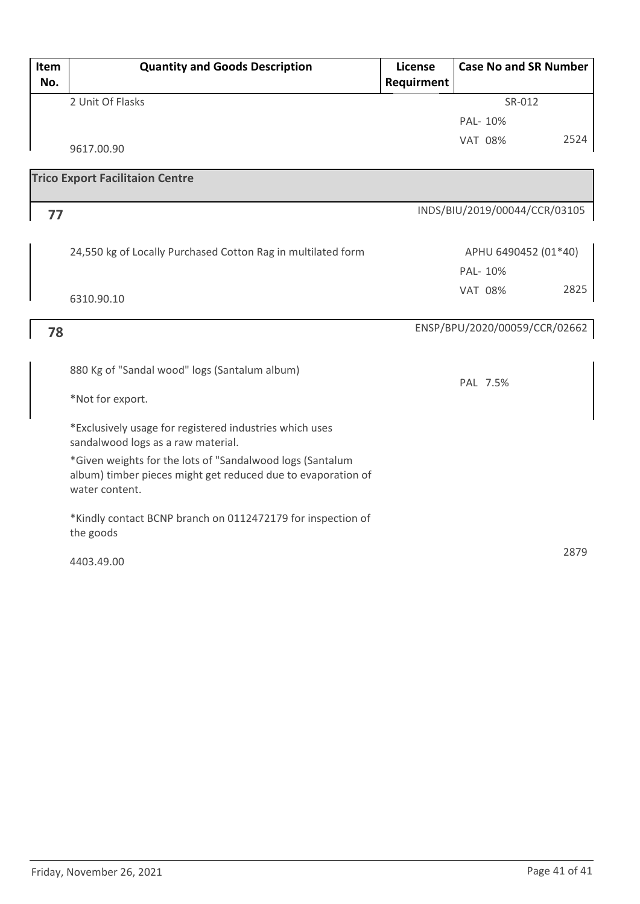| Item No. | Quantity and Goods Description | License Requirment | Case No and SR Number | |
|---|---|---|---|---|
| | 2 Unit Of Flasks | | SR-012 | |
| | | | PAL- 10% | |
| | 9617.00.90 | | VAT 08% | 2524 |
| **Trico Export Facilitaion Centre** | | | | |
| **77** | | | INDS/BIU/2019/00044/CCR/03105 | |
| | 24,550 kg of Locally Purchased Cotton Rag in multilated form | | APHU 6490452 (01*40) | |
| | | | PAL- 10% | |
| | 6310.90.10 | | VAT 08% | 2825 |
| **78** | | | ENSP/BPU/2020/00059/CCR/02662 | |
| | 880 Kg of "Sandal wood" logs (Santalum album) | | PAL 7.5% | |
| | *Not for export. | | | |
| | *Exclusively usage for registered industries which uses sandalwood logs as a raw material. | | | |
| | *Given weights for the lots of "Sandalwood logs (Santalum album) timber pieces might get reduced due to evaporation of water content. | | | |
| | *Kindly contact BCNP branch on 0112472179 for inspection of the goods | | | |
| | 4403.49.00 | | | 2879 |

Friday, November 26, 2021